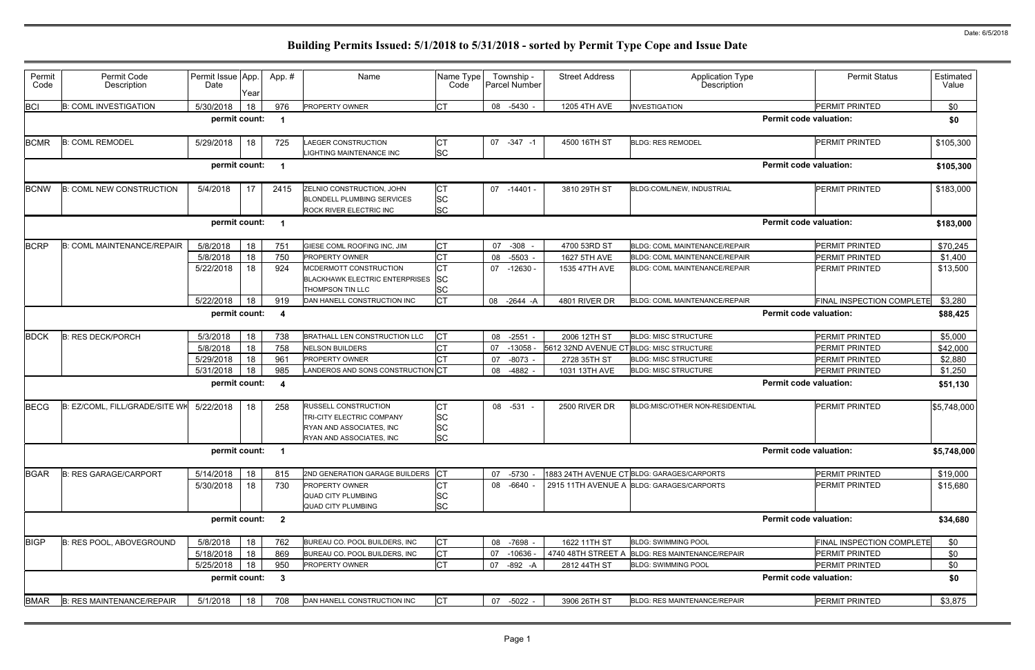Date: 6/5/2018

# Building Permits Issued: 5/1/2018 to 5/31/2018 - sorted by Permit Type Cope and Issue Date

| Permit Code | Permit Code Description | Permit Issue Date | App. Year | App. # | Name | Name Type Code | Township - Parcel Number | Street Address | Application Type Description | Permit Status | Estimated Value |
|---|---|---|---|---|---|---|---|---|---|---|---|
| BCI | B: COML INVESTIGATION | 5/30/2018 | 18 | 976 | PROPERTY OWNER | CT | 08 -5430 - | 1205 4TH AVE | INVESTIGATION | PERMIT PRINTED | $0 |
| | | permit count: | | 1 | | | | | | Permit code valuation: | $0 |
| BCMR | B: COML REMODEL | 5/29/2018 | 18 | 725 | LAEGER CONSTRUCTION | CT | 07 -347 -1 | 4500 16TH ST | BLDG: RES REMODEL | PERMIT PRINTED | $105,300 |
| | | | | | LIGHTING MAINTENANCE INC | SC | | | | | |
| | | permit count: | | 1 | | | | | | Permit code valuation: | $105,300 |
| BCNW | B: COML NEW CONSTRUCTION | 5/4/2018 | 17 | 2415 | ZELNIO CONSTRUCTION, JOHN | CT | 07 -14401 - | 3810 29TH ST | BLDG:COML/NEW, INDUSTRIAL | PERMIT PRINTED | $183,000 |
| | | | | | BLONDELL PLUMBING SERVICES | SC | | | | | |
| | | | | | ROCK RIVER ELECTRIC INC | SC | | | | | |
| | | permit count: | | 1 | | | | | | Permit code valuation: | $183,000 |
| BCRP | B: COML MAINTENANCE/REPAIR | 5/8/2018 | 18 | 751 | GIESE COML ROOFING INC, JIM | CT | 07 -308 - | 4700 53RD ST | BLDG: COML MAINTENANCE/REPAIR | PERMIT PRINTED | $70,245 |
| | | 5/8/2018 | 18 | 750 | PROPERTY OWNER | CT | 08 -5503 - | 1627 5TH AVE | BLDG: COML MAINTENANCE/REPAIR | PERMIT PRINTED | $1,400 |
| | | 5/22/2018 | 18 | 924 | MCDERMOTT CONSTRUCTION | CT | 07 -12630 - | 1535 47TH AVE | BLDG: COML MAINTENANCE/REPAIR | PERMIT PRINTED | $13,500 |
| | | | | | BLACKHAWK ELECTRIC ENTERPRISES | SC | | | | | |
| | | | | | THOMPSON TIN LLC | SC | | | | | |
| | | 5/22/2018 | 18 | 919 | DAN HANELL CONSTRUCTION INC | CT | 08 -2644 -A | 4801 RIVER DR | BLDG: COML MAINTENANCE/REPAIR | FINAL INSPECTION COMPLETE | $3,280 |
| | | permit count: | | 4 | | | | | | Permit code valuation: | $88,425 |
| BDCK | B: RES DECK/PORCH | 5/3/2018 | 18 | 738 | BRATHALL LEN CONSTRUCTION LLC | CT | 08 -2551 - | 2006 12TH ST | BLDG: MISC STRUCTURE | PERMIT PRINTED | $5,000 |
| | | 5/8/2018 | 18 | 758 | NELSON BUILDERS | CT | 07 -13058 - | 5612 32ND AVENUE CT | BLDG: MISC STRUCTURE | PERMIT PRINTED | $42,000 |
| | | 5/29/2018 | 18 | 961 | PROPERTY OWNER | CT | 07 -8073 - | 2728 35TH ST | BLDG: MISC STRUCTURE | PERMIT PRINTED | $2,880 |
| | | 5/31/2018 | 18 | 985 | LANDEROS AND SONS CONSTRUCTION | CT | 08 -4882 - | 1031 13TH AVE | BLDG: MISC STRUCTURE | PERMIT PRINTED | $1,250 |
| | | permit count: | | 4 | | | | | | Permit code valuation: | $51,130 |
| BECG | B: EZ/COML, FILL/GRADE/SITE WK | 5/22/2018 | 18 | 258 | RUSSELL CONSTRUCTION | CT | 08 -531 - | 2500 RIVER DR | BLDG:MISC/OTHER NON-RESIDENTIAL | PERMIT PRINTED | $5,748,000 |
| | | | | | TRI-CITY ELECTRIC COMPANY | SC | | | | | |
| | | | | | RYAN AND ASSOCIATES, INC | SC | | | | | |
| | | | | | RYAN AND ASSOCIATES, INC | SC | | | | | |
| | | permit count: | | 1 | | | | | | Permit code valuation: | $5,748,000 |
| BGAR | B: RES GARAGE/CARPORT | 5/14/2018 | 18 | 815 | 2ND GENERATION GARAGE BUILDERS | CT | 07 -5730 - | 1883 24TH AVENUE CT | BLDG: GARAGES/CARPORTS | PERMIT PRINTED | $19,000 |
| | | 5/30/2018 | 18 | 730 | PROPERTY OWNER | CT | 08 -6640 - | 2915 11TH AVENUE A | BLDG: GARAGES/CARPORTS | PERMIT PRINTED | $15,680 |
| | | | | | QUAD CITY PLUMBING | SC | | | | | |
| | | | | | QUAD CITY PLUMBING | SC | | | | | |
| | | permit count: | | 2 | | | | | | Permit code valuation: | $34,680 |
| BIGP | B: RES POOL, ABOVEGROUND | 5/8/2018 | 18 | 762 | BUREAU CO. POOL BUILDERS, INC | CT | 08 -7698 - | 1622 11TH ST | BLDG: SWIMMING POOL | FINAL INSPECTION COMPLETE | $0 |
| | | 5/18/2018 | 18 | 869 | BUREAU CO. POOL BUILDERS, INC | CT | 07 -10636 - | 4740 48TH STREET A | BLDG: RES MAINTENANCE/REPAIR | PERMIT PRINTED | $0 |
| | | 5/25/2018 | 18 | 950 | PROPERTY OWNER | CT | 07 -892 -A | 2812 44TH ST | BLDG: SWIMMING POOL | PERMIT PRINTED | $0 |
| | | permit count: | | 3 | | | | | | Permit code valuation: | $0 |
| BMAR | B: RES MAINTENANCE/REPAIR | 5/1/2018 | 18 | 708 | DAN HANELL CONSTRUCTION INC | CT | 07 -5022 - | 3906 26TH ST | BLDG: RES MAINTENANCE/REPAIR | PERMIT PRINTED | $3,875 |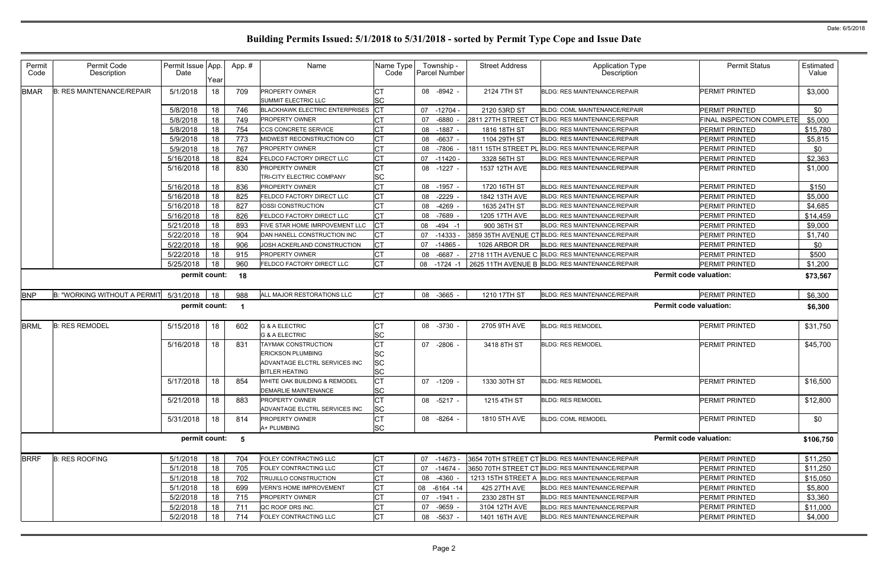# Building Permits Issued: 5/1/2018 to 5/31/2018 - sorted by Permit Type Cope and Issue Date

Date: 6/5/2018

| Permit Code | Permit Code Description | Permit Issue Date | App. Year | App. # | Name | Name Type Code | Township - Parcel Number | Street Address | Application Type Description | Permit Status | Estimated Value |
|---|---|---|---|---|---|---|---|---|---|---|---|
| BMAR | B: RES MAINTENANCE/REPAIR | 5/1/2018 | 18 | 709 | PROPERTY OWNER<br>SUMMIT ELECTRIC LLC | CT<br>SC | 08 -8942 - | 2124 7TH ST | BLDG: RES MAINTENANCE/REPAIR | PERMIT PRINTED | $3,000 |
| | | 5/8/2018 | 18 | 746 | BLACKHAWK ELECTRIC ENTERPRISES | CT | 07 -12704 - | 2120 53RD ST | BLDG: COML MAINTENANCE/REPAIR | PERMIT PRINTED | $0 |
| | | 5/8/2018 | 18 | 749 | PROPERTY OWNER | CT | 07 -6880 - | 2811 27TH STREET CT | BLDG: RES MAINTENANCE/REPAIR | FINAL INSPECTION COMPLETE | $5,000 |
| | | 5/8/2018 | 18 | 754 | CCS CONCRETE SERVICE | CT | 08 -1887 - | 1816 18TH ST | BLDG: RES MAINTENANCE/REPAIR | PERMIT PRINTED | $15,780 |
| | | 5/9/2018 | 18 | 773 | MIDWEST RECONSTRUCTION CO | CT | 08 -6637 - | 1104 29TH ST | BLDG: RES MAINTENANCE/REPAIR | PERMIT PRINTED | $5,815 |
| | | 5/9/2018 | 18 | 767 | PROPERTY OWNER | CT | 08 -7806 - | 1811 15TH STREET PL | BLDG: RES MAINTENANCE/REPAIR | PERMIT PRINTED | $0 |
| | | 5/16/2018 | 18 | 824 | FELDCO FACTORY DIRECT LLC | CT | 07 -11420 - | 3328 56TH ST | BLDG: RES MAINTENANCE/REPAIR | PERMIT PRINTED | $2,363 |
| | | 5/16/2018 | 18 | 830 | PROPERTY OWNER<br>TRI-CITY ELECTRIC COMPANY | CT<br>SC | 08 -1227 - | 1537 12TH AVE | BLDG: RES MAINTENANCE/REPAIR | PERMIT PRINTED | $1,000 |
| | | 5/16/2018 | 18 | 836 | PROPERTY OWNER | CT | 08 -1957 - | 1720 16TH ST | BLDG: RES MAINTENANCE/REPAIR | PERMIT PRINTED | $150 |
| | | 5/16/2018 | 18 | 825 | FELDCO FACTORY DIRECT LLC | CT | 08 -2229 - | 1842 13TH AVE | BLDG: RES MAINTENANCE/REPAIR | PERMIT PRINTED | $5,000 |
| | | 5/16/2018 | 18 | 827 | IOSSI CONSTRUCTION | CT | 08 -4269 - | 1635 24TH ST | BLDG: RES MAINTENANCE/REPAIR | PERMIT PRINTED | $4,685 |
| | | 5/16/2018 | 18 | 826 | FELDCO FACTORY DIRECT LLC | CT | 08 -7689 - | 1205 17TH AVE | BLDG: RES MAINTENANCE/REPAIR | PERMIT PRINTED | $14,459 |
| | | 5/21/2018 | 18 | 893 | FIVE STAR HOME IMRPOVEMENT LLC | CT | 08 -494 -1 | 900 36TH ST | BLDG: RES MAINTENANCE/REPAIR | PERMIT PRINTED | $9,000 |
| | | 5/22/2018 | 18 | 904 | DAN HANELL CONSTRUCTION INC | CT | 07 -14333 - | 3859 35TH AVENUE CT | BLDG: RES MAINTENANCE/REPAIR | PERMIT PRINTED | $1,740 |
| | | 5/22/2018 | 18 | 906 | JOSH ACKERLAND CONSTRUCTION | CT | 07 -14865 - | 1026 ARBOR DR | BLDG: RES MAINTENANCE/REPAIR | PERMIT PRINTED | $0 |
| | | 5/22/2018 | 18 | 915 | PROPERTY OWNER | CT | 08 -6687 - | 2718 11TH AVENUE C | BLDG: RES MAINTENANCE/REPAIR | PERMIT PRINTED | $500 |
| | | 5/25/2018 | 18 | 960 | FELDCO FACTORY DIRECT LLC | CT | 08 -1724 -1 | 2625 11TH AVENUE B | BLDG: RES MAINTENANCE/REPAIR | PERMIT PRINTED | $1,200 |
| | | **permit count:** | | **18** | | | | | | **Permit code valuation:** | **$73,567** |
| BNP | B: "WORKING WITHOUT A PERMIT | 5/31/2018 | 18 | 988 | ALL MAJOR RESTORATIONS LLC | CT | 08 -3665 - | 1210 17TH ST | BLDG: RES MAINTENANCE/REPAIR | PERMIT PRINTED | $6,300 |
| | | **permit count:** | | **1** | | | | | | **Permit code valuation:** | **$6,300** |
| BRML | B: RES REMODEL | 5/15/2018 | 18 | 602 | G & A ELECTRIC<br>G & A ELECTRIC | CT<br>SC | 08 -3730 - | 2705 9TH AVE | BLDG: RES REMODEL | PERMIT PRINTED | $31,750 |
| | | 5/16/2018 | 18 | 831 | TAYMAK CONSTRUCTION<br>ERICKSON PLUMBING<br>ADVANTAGE ELCTRL SERVICES INC<br>BITLER HEATING | CT<br>SC<br>SC<br>SC | 07 -2806 - | 3418 8TH ST | BLDG: RES REMODEL | PERMIT PRINTED | $45,700 |
| | | 5/17/2018 | 18 | 854 | WHITE OAK BUILDING & REMODEL<br>DEMARLIE MAINTENANCE | CT<br>SC | 07 -1209 - | 1330 30TH ST | BLDG: RES REMODEL | PERMIT PRINTED | $16,500 |
| | | 5/21/2018 | 18 | 883 | PROPERTY OWNER<br>ADVANTAGE ELCTRL SERVICES INC | CT<br>SC | 08 -5217 - | 1215 4TH ST | BLDG: RES REMODEL | PERMIT PRINTED | $12,800 |
| | | 5/31/2018 | 18 | 814 | PROPERTY OWNER<br>A+ PLUMBING | CT<br>SC | 08 -8264 - | 1810 5TH AVE | BLDG: COML REMODEL | PERMIT PRINTED | $0 |
| | | **permit count:** | | **5** | | | | | | **Permit code valuation:** | **$106,750** |
| BRRF | B: RES ROOFING | 5/1/2018 | 18 | 704 | FOLEY CONTRACTING LLC | CT | 07 -14673 - | 3654 70TH STREET CT | BLDG: RES MAINTENANCE/REPAIR | PERMIT PRINTED | $11,250 |
| | | 5/1/2018 | 18 | 705 | FOLEY CONTRACTING LLC | CT | 07 -14674 - | 3650 70TH STREET CT | BLDG: RES MAINTENANCE/REPAIR | PERMIT PRINTED | $11,250 |
| | | 5/1/2018 | 18 | 702 | TRUJILLO CONSTRUCTION | CT | 08 -4360 - | 1213 15TH STREET A | BLDG: RES MAINTENANCE/REPAIR | PERMIT PRINTED | $15,050 |
| | | 5/1/2018 | 18 | 699 | VERN'S HOME IMPROVEMENT | CT | 08 -6164 -14 | 425 27TH AVE | BLDG: RES MAINTENANCE/REPAIR | PERMIT PRINTED | $5,800 |
| | | 5/2/2018 | 18 | 715 | PROPERTY OWNER | CT | 07 -1941 - | 2330 28TH ST | BLDG: RES MAINTENANCE/REPAIR | PERMIT PRINTED | $3,360 |
| | | 5/2/2018 | 18 | 711 | QC ROOF DRS INC. | CT | 07 -9659 - | 3104 12TH AVE | BLDG: RES MAINTENANCE/REPAIR | PERMIT PRINTED | $11,000 |
| | | 5/2/2018 | 18 | 714 | FOLEY CONTRACTING LLC | CT | 08 -5637 - | 1401 16TH AVE | BLDG: RES MAINTENANCE/REPAIR | PERMIT PRINTED | $4,000 |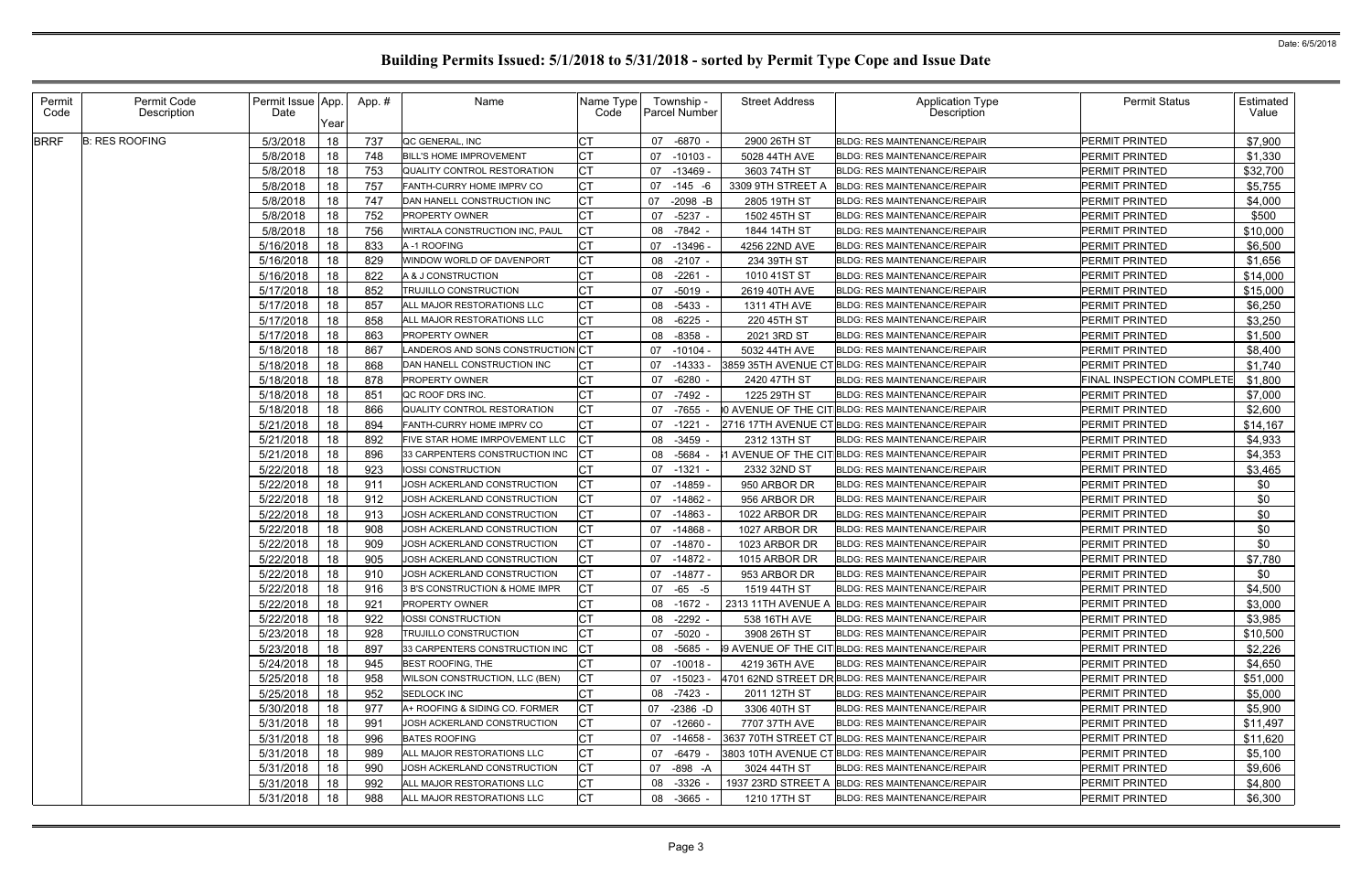# Building Permits Issued: 5/1/2018 to 5/31/2018 - sorted by Permit Type Cope and Issue Date

Date: 6/5/2018

| Permit Code | Permit Code Description | Permit Issue Date | App. Year | App. # | Name | Name Type Code | Township - Parcel Number | Street Address | Application Type Description | Permit Status | Estimated Value |
|---|---|---|---|---|---|---|---|---|---|---|---|
| BRRF | B: RES ROOFING | 5/3/2018 | 18 | 737 | QC GENERAL, INC | CT | 07 -6870 - | 2900 26TH ST | BLDG: RES MAINTENANCE/REPAIR | PERMIT PRINTED | $7,900 |
| | | 5/8/2018 | 18 | 748 | BILL'S HOME IMPROVEMENT | CT | 07 -10103 - | 5028 44TH AVE | BLDG: RES MAINTENANCE/REPAIR | PERMIT PRINTED | $1,330 |
| | | 5/8/2018 | 18 | 753 | QUALITY CONTROL RESTORATION | CT | 07 -13469 - | 3603 74TH ST | BLDG: RES MAINTENANCE/REPAIR | PERMIT PRINTED | $32,700 |
| | | 5/8/2018 | 18 | 757 | FANTH-CURRY HOME IMPRV CO | CT | 07 -145 -6 | 3309 9TH STREET A | BLDG: RES MAINTENANCE/REPAIR | PERMIT PRINTED | $5,755 |
| | | 5/8/2018 | 18 | 747 | DAN HANELL CONSTRUCTION INC | CT | 07 -2098 -B | 2805 19TH ST | BLDG: RES MAINTENANCE/REPAIR | PERMIT PRINTED | $4,000 |
| | | 5/8/2018 | 18 | 752 | PROPERTY OWNER | CT | 07 -5237 - | 1502 45TH ST | BLDG: RES MAINTENANCE/REPAIR | PERMIT PRINTED | $500 |
| | | 5/8/2018 | 18 | 756 | WIRTALA CONSTRUCTION INC, PAUL | CT | 08 -7842 - | 1844 14TH ST | BLDG: RES MAINTENANCE/REPAIR | PERMIT PRINTED | $10,000 |
| | | 5/16/2018 | 18 | 833 | A -1 ROOFING | CT | 07 -13496 - | 4256 22ND AVE | BLDG: RES MAINTENANCE/REPAIR | PERMIT PRINTED | $6,500 |
| | | 5/16/2018 | 18 | 829 | WINDOW WORLD OF DAVENPORT | CT | 08 -2107 - | 234 39TH ST | BLDG: RES MAINTENANCE/REPAIR | PERMIT PRINTED | $1,656 |
| | | 5/16/2018 | 18 | 822 | A & J CONSTRUCTION | CT | 08 -2261 - | 1010 41ST ST | BLDG: RES MAINTENANCE/REPAIR | PERMIT PRINTED | $14,000 |
| | | 5/17/2018 | 18 | 852 | TRUJILLO CONSTRUCTION | CT | 07 -5019 - | 2619 40TH AVE | BLDG: RES MAINTENANCE/REPAIR | PERMIT PRINTED | $15,000 |
| | | 5/17/2018 | 18 | 857 | ALL MAJOR RESTORATIONS LLC | CT | 08 -5433 - | 1311 4TH AVE | BLDG: RES MAINTENANCE/REPAIR | PERMIT PRINTED | $6,250 |
| | | 5/17/2018 | 18 | 858 | ALL MAJOR RESTORATIONS LLC | CT | 08 -6225 - | 220 45TH ST | BLDG: RES MAINTENANCE/REPAIR | PERMIT PRINTED | $3,250 |
| | | 5/17/2018 | 18 | 863 | PROPERTY OWNER | CT | 08 -8358 - | 2021 3RD ST | BLDG: RES MAINTENANCE/REPAIR | PERMIT PRINTED | $1,500 |
| | | 5/18/2018 | 18 | 867 | LANDEROS AND SONS CONSTRUCTION | CT | 07 -10104 - | 5032 44TH AVE | BLDG: RES MAINTENANCE/REPAIR | PERMIT PRINTED | $8,400 |
| | | 5/18/2018 | 18 | 868 | DAN HANELL CONSTRUCTION INC | CT | 07 -14333 - | 3859 35TH AVENUE CT | BLDG: RES MAINTENANCE/REPAIR | PERMIT PRINTED | $1,740 |
| | | 5/18/2018 | 18 | 878 | PROPERTY OWNER | CT | 07 -6280 - | 2420 47TH ST | BLDG: RES MAINTENANCE/REPAIR | FINAL INSPECTION COMPLETE | $1,800 |
| | | 5/18/2018 | 18 | 851 | QC ROOF DRS INC. | CT | 07 -7492 - | 1225 29TH ST | BLDG: RES MAINTENANCE/REPAIR | PERMIT PRINTED | $7,000 |
| | | 5/18/2018 | 18 | 866 | QUALITY CONTROL RESTORATION | CT | 07 -7655 - | 0 AVENUE OF THE CIT | BLDG: RES MAINTENANCE/REPAIR | PERMIT PRINTED | $2,600 |
| | | 5/21/2018 | 18 | 894 | FANTH-CURRY HOME IMPRV CO | CT | 07 -1221 - | 2716 17TH AVENUE CT | BLDG: RES MAINTENANCE/REPAIR | PERMIT PRINTED | $14,167 |
| | | 5/21/2018 | 18 | 892 | FIVE STAR HOME IMRPOVEMENT LLC | CT | 08 -3459 - | 2312 13TH ST | BLDG: RES MAINTENANCE/REPAIR | PERMIT PRINTED | $4,933 |
| | | 5/21/2018 | 18 | 896 | 33 CARPENTERS CONSTRUCTION INC | CT | 08 -5684 - | 1 AVENUE OF THE CIT | BLDG: RES MAINTENANCE/REPAIR | PERMIT PRINTED | $4,353 |
| | | 5/22/2018 | 18 | 923 | IOSSI CONSTRUCTION | CT | 07 -1321 - | 2332 32ND ST | BLDG: RES MAINTENANCE/REPAIR | PERMIT PRINTED | $3,465 |
| | | 5/22/2018 | 18 | 911 | JOSH ACKERLAND CONSTRUCTION | CT | 07 -14859 - | 950 ARBOR DR | BLDG: RES MAINTENANCE/REPAIR | PERMIT PRINTED | $0 |
| | | 5/22/2018 | 18 | 912 | JOSH ACKERLAND CONSTRUCTION | CT | 07 -14862 - | 956 ARBOR DR | BLDG: RES MAINTENANCE/REPAIR | PERMIT PRINTED | $0 |
| | | 5/22/2018 | 18 | 913 | JOSH ACKERLAND CONSTRUCTION | CT | 07 -14863 - | 1022 ARBOR DR | BLDG: RES MAINTENANCE/REPAIR | PERMIT PRINTED | $0 |
| | | 5/22/2018 | 18 | 908 | JOSH ACKERLAND CONSTRUCTION | CT | 07 -14868 - | 1027 ARBOR DR | BLDG: RES MAINTENANCE/REPAIR | PERMIT PRINTED | $0 |
| | | 5/22/2018 | 18 | 909 | JOSH ACKERLAND CONSTRUCTION | CT | 07 -14870 - | 1023 ARBOR DR | BLDG: RES MAINTENANCE/REPAIR | PERMIT PRINTED | $0 |
| | | 5/22/2018 | 18 | 905 | JOSH ACKERLAND CONSTRUCTION | CT | 07 -14872 - | 1015 ARBOR DR | BLDG: RES MAINTENANCE/REPAIR | PERMIT PRINTED | $7,780 |
| | | 5/22/2018 | 18 | 910 | JOSH ACKERLAND CONSTRUCTION | CT | 07 -14877 - | 953 ARBOR DR | BLDG: RES MAINTENANCE/REPAIR | PERMIT PRINTED | $0 |
| | | 5/22/2018 | 18 | 916 | 3 B'S CONSTRUCTION & HOME IMPR | CT | 07 -65 -5 | 1519 44TH ST | BLDG: RES MAINTENANCE/REPAIR | PERMIT PRINTED | $4,500 |
| | | 5/22/2018 | 18 | 921 | PROPERTY OWNER | CT | 08 -1672 - | 2313 11TH AVENUE A | BLDG: RES MAINTENANCE/REPAIR | PERMIT PRINTED | $3,000 |
| | | 5/22/2018 | 18 | 922 | IOSSI CONSTRUCTION | CT | 08 -2292 - | 538 16TH AVE | BLDG: RES MAINTENANCE/REPAIR | PERMIT PRINTED | $3,985 |
| | | 5/23/2018 | 18 | 928 | TRUJILLO CONSTRUCTION | CT | 07 -5020 - | 3908 26TH ST | BLDG: RES MAINTENANCE/REPAIR | PERMIT PRINTED | $10,500 |
| | | 5/23/2018 | 18 | 897 | 33 CARPENTERS CONSTRUCTION INC | CT | 08 -5685 - | 9 AVENUE OF THE CIT | BLDG: RES MAINTENANCE/REPAIR | PERMIT PRINTED | $2,226 |
| | | 5/24/2018 | 18 | 945 | BEST ROOFING, THE | CT | 07 -10018 - | 4219 36TH AVE | BLDG: RES MAINTENANCE/REPAIR | PERMIT PRINTED | $4,650 |
| | | 5/25/2018 | 18 | 958 | WILSON CONSTRUCTION, LLC (BEN) | CT | 07 -15023 - | 4701 62ND STREET DR | BLDG: RES MAINTENANCE/REPAIR | PERMIT PRINTED | $51,000 |
| | | 5/25/2018 | 18 | 952 | SEDLOCK INC | CT | 08 -7423 - | 2011 12TH ST | BLDG: RES MAINTENANCE/REPAIR | PERMIT PRINTED | $5,000 |
| | | 5/30/2018 | 18 | 977 | A+ ROOFING & SIDING CO. FORMER | CT | 07 -2386 -D | 3306 40TH ST | BLDG: RES MAINTENANCE/REPAIR | PERMIT PRINTED | $5,900 |
| | | 5/31/2018 | 18 | 991 | JOSH ACKERLAND CONSTRUCTION | CT | 07 -12660 - | 7707 37TH AVE | BLDG: RES MAINTENANCE/REPAIR | PERMIT PRINTED | $11,497 |
| | | 5/31/2018 | 18 | 996 | BATES ROOFING | CT | 07 -14658 - | 3637 70TH STREET CT | BLDG: RES MAINTENANCE/REPAIR | PERMIT PRINTED | $11,620 |
| | | 5/31/2018 | 18 | 989 | ALL MAJOR RESTORATIONS LLC | CT | 07 -6479 - | 3803 10TH AVENUE CT | BLDG: RES MAINTENANCE/REPAIR | PERMIT PRINTED | $5,100 |
| | | 5/31/2018 | 18 | 990 | JOSH ACKERLAND CONSTRUCTION | CT | 07 -898 -A | 3024 44TH ST | BLDG: RES MAINTENANCE/REPAIR | PERMIT PRINTED | $9,606 |
| | | 5/31/2018 | 18 | 992 | ALL MAJOR RESTORATIONS LLC | CT | 08 -3326 - | 1937 23RD STREET A | BLDG: RES MAINTENANCE/REPAIR | PERMIT PRINTED | $4,800 |
| | | 5/31/2018 | 18 | 988 | ALL MAJOR RESTORATIONS LLC | CT | 08 -3665 - | 1210 17TH ST | BLDG: RES MAINTENANCE/REPAIR | PERMIT PRINTED | $6,300 |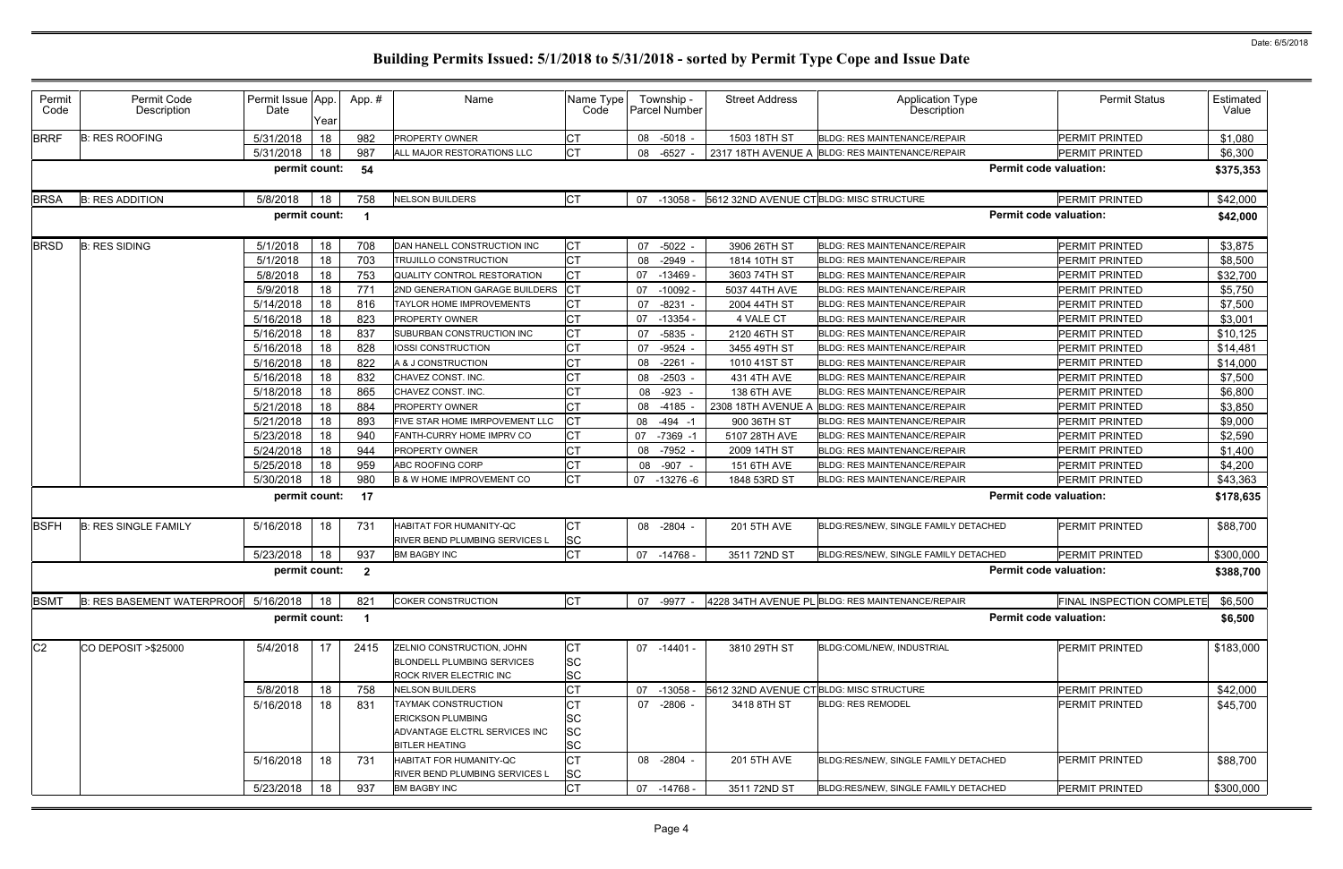# Building Permits Issued: 5/1/2018 to 5/31/2018 - sorted by Permit Type Cope and Issue Date

| Permit Code | Permit Code Description | Permit Issue Date | App. Year | App. # | Name | Name Type Code | Township - Parcel Number | Street Address | Application Type Description | Permit Status | Estimated Value |
|---|---|---|---|---|---|---|---|---|---|---|---|
| BRRF | B: RES ROOFING | 5/31/2018 | 18 | 982 | PROPERTY OWNER | CT | 08 -5018 - | 1503 18TH ST | BLDG: RES MAINTENANCE/REPAIR | PERMIT PRINTED | $1,080 |
| | | 5/31/2018 | 18 | 987 | ALL MAJOR RESTORATIONS LLC | CT | 08 -6527 - | 2317 18TH AVENUE A | BLDG: RES MAINTENANCE/REPAIR | PERMIT PRINTED | $6,300 |
| | | permit count: | | 54 | | | | | | Permit code valuation: | $375,353 |
| BRSA | B: RES ADDITION | 5/8/2018 | 18 | 758 | NELSON BUILDERS | CT | 07 -13058 - | 5612 32ND AVENUE CT | BLDG: MISC STRUCTURE | PERMIT PRINTED | $42,000 |
| | | permit count: | | 1 | | | | | | Permit code valuation: | $42,000 |
| BRSD | B: RES SIDING | 5/1/2018 | 18 | 708 | DAN HANELL CONSTRUCTION INC | CT | 07 -5022 - | 3906 26TH ST | BLDG: RES MAINTENANCE/REPAIR | PERMIT PRINTED | $3,875 |
| | | 5/1/2018 | 18 | 703 | TRUJILLO CONSTRUCTION | CT | 08 -2949 - | 1814 10TH ST | BLDG: RES MAINTENANCE/REPAIR | PERMIT PRINTED | $8,500 |
| | | 5/8/2018 | 18 | 753 | QUALITY CONTROL RESTORATION | CT | 07 -13469 - | 3603 74TH ST | BLDG: RES MAINTENANCE/REPAIR | PERMIT PRINTED | $32,700 |
| | | 5/9/2018 | 18 | 771 | 2ND GENERATION GARAGE BUILDERS | CT | 07 -10092 - | 5037 44TH AVE | BLDG: RES MAINTENANCE/REPAIR | PERMIT PRINTED | $5,750 |
| | | 5/14/2018 | 18 | 816 | TAYLOR HOME IMPROVEMENTS | CT | 07 -8231 - | 2004 44TH ST | BLDG: RES MAINTENANCE/REPAIR | PERMIT PRINTED | $7,500 |
| | | 5/16/2018 | 18 | 823 | PROPERTY OWNER | CT | 07 -13354 - | 4 VALE CT | BLDG: RES MAINTENANCE/REPAIR | PERMIT PRINTED | $3,001 |
| | | 5/16/2018 | 18 | 837 | SUBURBAN CONSTRUCTION INC | CT | 07 -5835 - | 2120 46TH ST | BLDG: RES MAINTENANCE/REPAIR | PERMIT PRINTED | $10,125 |
| | | 5/16/2018 | 18 | 828 | IOSSI CONSTRUCTION | CT | 07 -9524 - | 3455 49TH ST | BLDG: RES MAINTENANCE/REPAIR | PERMIT PRINTED | $14,481 |
| | | 5/16/2018 | 18 | 822 | A & J CONSTRUCTION | CT | 08 -2261 - | 1010 41ST ST | BLDG: RES MAINTENANCE/REPAIR | PERMIT PRINTED | $14,000 |
| | | 5/16/2018 | 18 | 832 | CHAVEZ CONST. INC. | CT | 08 -2503 - | 431 4TH AVE | BLDG: RES MAINTENANCE/REPAIR | PERMIT PRINTED | $7,500 |
| | | 5/18/2018 | 18 | 865 | CHAVEZ CONST. INC. | CT | 08 -923 - | 138 6TH AVE | BLDG: RES MAINTENANCE/REPAIR | PERMIT PRINTED | $6,800 |
| | | 5/21/2018 | 18 | 884 | PROPERTY OWNER | CT | 08 -4185 - | 2308 18TH AVENUE A | BLDG: RES MAINTENANCE/REPAIR | PERMIT PRINTED | $3,850 |
| | | 5/21/2018 | 18 | 893 | FIVE STAR HOME IMRPOVEMENT LLC | CT | 08 -494 -1 | 900 36TH ST | BLDG: RES MAINTENANCE/REPAIR | PERMIT PRINTED | $9,000 |
| | | 5/23/2018 | 18 | 940 | FANTH-CURRY HOME IMPRV CO | CT | 07 -7369 -1 | 5107 28TH AVE | BLDG: RES MAINTENANCE/REPAIR | PERMIT PRINTED | $2,590 |
| | | 5/24/2018 | 18 | 944 | PROPERTY OWNER | CT | 08 -7952 - | 2009 14TH ST | BLDG: RES MAINTENANCE/REPAIR | PERMIT PRINTED | $1,400 |
| | | 5/25/2018 | 18 | 959 | ABC ROOFING CORP | CT | 08 -907 - | 151 6TH AVE | BLDG: RES MAINTENANCE/REPAIR | PERMIT PRINTED | $4,200 |
| | | 5/30/2018 | 18 | 980 | B & W HOME IMPROVEMENT CO | CT | 07 -13276 -6 | 1848 53RD ST | BLDG: RES MAINTENANCE/REPAIR | PERMIT PRINTED | $43,363 |
| | | permit count: | | 17 | | | | | | Permit code valuation: | $178,635 |
| BSFH | B: RES SINGLE FAMILY | 5/16/2018 | 18 | 731 | HABITAT FOR HUMANITY-QC<br>RIVER BEND PLUMBING SERVICES L | CT<br>SC | 08 -2804 - | 201 5TH AVE | BLDG:RES/NEW, SINGLE FAMILY DETACHED | PERMIT PRINTED | $88,700 |
| | | 5/23/2018 | 18 | 937 | BM BAGBY INC | CT | 07 -14768 - | 3511 72ND ST | BLDG:RES/NEW, SINGLE FAMILY DETACHED | PERMIT PRINTED | $300,000 |
| | | permit count: | | 2 | | | | | | Permit code valuation: | $388,700 |
| BSMT | B: RES BASEMENT WATERPROOF | 5/16/2018 | 18 | 821 | COKER CONSTRUCTION | CT | 07 -9977 - | 4228 34TH AVENUE PL | BLDG: RES MAINTENANCE/REPAIR | FINAL INSPECTION COMPLETE | $6,500 |
| | | permit count: | | 1 | | | | | | Permit code valuation: | $6,500 |
| C2 | CO DEPOSIT >$25000 | 5/4/2018 | 17 | 2415 | ZELNIO CONSTRUCTION, JOHN<br>BLONDELL PLUMBING SERVICES<br>ROCK RIVER ELECTRIC INC | CT<br>SC<br>SC | 07 -14401 - | 3810 29TH ST | BLDG:COML/NEW, INDUSTRIAL | PERMIT PRINTED | $183,000 |
| | | 5/8/2018 | 18 | 758 | NELSON BUILDERS | CT | 07 -13058 - | 5612 32ND AVENUE CT | BLDG: MISC STRUCTURE | PERMIT PRINTED | $42,000 |
| | | 5/16/2018 | 18 | 831 | TAYMAK CONSTRUCTION<br>ERICKSON PLUMBING<br>ADVANTAGE ELCTRL SERVICES INC<br>BITLER HEATING | CT<br>SC<br>SC<br>SC | 07 -2806 - | 3418 8TH ST | BLDG: RES REMODEL | PERMIT PRINTED | $45,700 |
| | | 5/16/2018 | 18 | 731 | HABITAT FOR HUMANITY-QC<br>RIVER BEND PLUMBING SERVICES L | CT<br>SC | 08 -2804 - | 201 5TH AVE | BLDG:RES/NEW, SINGLE FAMILY DETACHED | PERMIT PRINTED | $88,700 |
| | | 5/23/2018 | 18 | 937 | BM BAGBY INC | CT | 07 -14768 - | 3511 72ND ST | BLDG:RES/NEW, SINGLE FAMILY DETACHED | PERMIT PRINTED | $300,000 |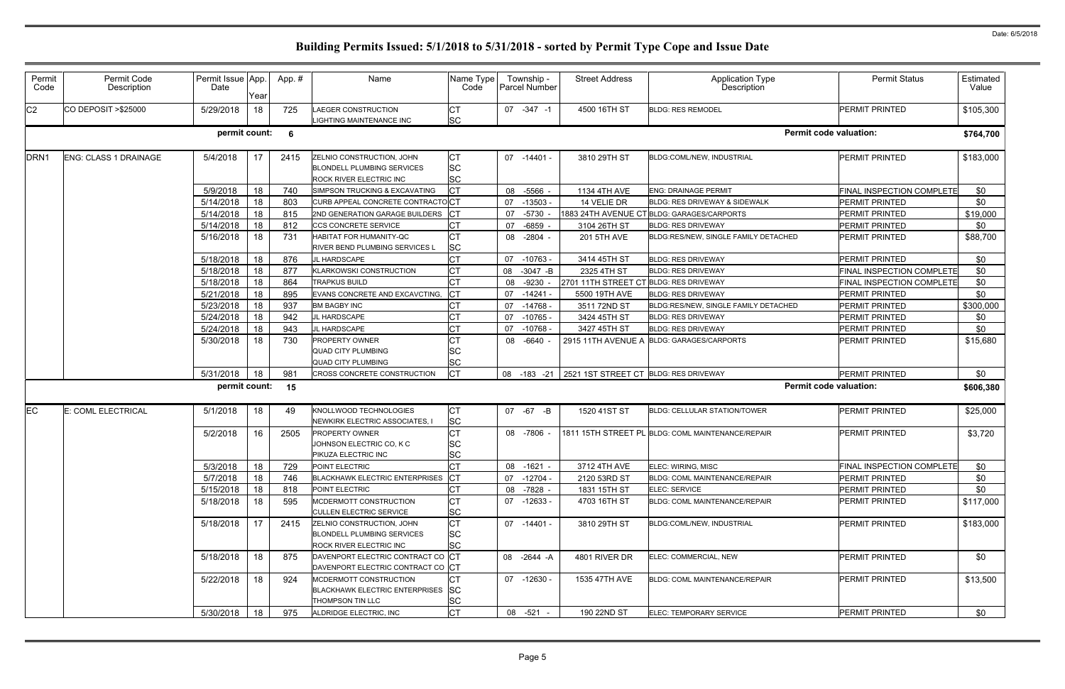# Building Permits Issued: 5/1/2018 to 5/31/2018 - sorted by Permit Type Cope and Issue Date

Date: 6/5/2018

| Permit Code | Permit Code Description | Permit Issue Date | App. Year | App. # | Name | Name Type Code | Township - Parcel Number | Street Address | Application Type Description | Permit Status | Estimated Value |
|---|---|---|---|---|---|---|---|---|---|---|---|
| C2 | CO DEPOSIT >$25000 | 5/29/2018 | 18 | 725 | LAEGER CONSTRUCTION<br>LIGHTING MAINTENANCE INC | CT<br>SC | 07 -347 -1 | 4500 16TH ST | BLDG: RES REMODEL | PERMIT PRINTED | $105,300 |
| | | permit count: | | 6 | | | | | Permit code valuation: | | $764,700 |
| DRN1 | ENG: CLASS 1 DRAINAGE | 5/4/2018 | 17 | 2415 | ZELNIO CONSTRUCTION, JOHN<br>BLONDELL PLUMBING SERVICES<br>ROCK RIVER ELECTRIC INC | CT<br>SC<br>SC | 07 -14401 - | 3810 29TH ST | BLDG:COML/NEW, INDUSTRIAL | PERMIT PRINTED | $183,000 |
| | | 5/9/2018 | 18 | 740 | SIMPSON TRUCKING & EXCAVATING | CT | 08 -5566 - | 1134 4TH AVE | ENG: DRAINAGE PERMIT | FINAL INSPECTION COMPLETE | $0 |
| | | 5/14/2018 | 18 | 803 | CURB APPEAL CONCRETE CONTRACTO | CT | 07 -13503 - | 14 VELIE DR | BLDG: RES DRIVEWAY & SIDEWALK | PERMIT PRINTED | $0 |
| | | 5/14/2018 | 18 | 815 | 2ND GENERATION GARAGE BUILDERS | CT | 07 -5730 - | 1883 24TH AVENUE CT | BLDG: GARAGES/CARPORTS | PERMIT PRINTED | $19,000 |
| | | 5/14/2018 | 18 | 812 | CCS CONCRETE SERVICE | CT | 07 -6859 - | 3104 26TH ST | BLDG: RES DRIVEWAY | PERMIT PRINTED | $0 |
| | | 5/16/2018 | 18 | 731 | HABITAT FOR HUMANITY-QC<br>RIVER BEND PLUMBING SERVICES L | CT<br>SC | 08 -2804 - | 201 5TH AVE | BLDG:RES/NEW, SINGLE FAMILY DETACHED | PERMIT PRINTED | $88,700 |
| | | 5/18/2018 | 18 | 876 | JL HARDSCAPE | CT | 07 -10763 - | 3414 45TH ST | BLDG: RES DRIVEWAY | PERMIT PRINTED | $0 |
| | | 5/18/2018 | 18 | 877 | KLARKOWSKI CONSTRUCTION | CT | 08 -3047 -B | 2325 4TH ST | BLDG: RES DRIVEWAY | FINAL INSPECTION COMPLETE | $0 |
| | | 5/18/2018 | 18 | 864 | TRAPKUS BUILD | CT | 08 -9230 - | 2701 11TH STREET CT | BLDG: RES DRIVEWAY | FINAL INSPECTION COMPLETE | $0 |
| | | 5/21/2018 | 18 | 895 | EVANS CONCRETE AND EXCAVCTING, | CT | 07 -14241 - | 5500 19TH AVE | BLDG: RES DRIVEWAY | PERMIT PRINTED | $0 |
| | | 5/23/2018 | 18 | 937 | BM BAGBY INC | CT | 07 -14768 - | 3511 72ND ST | BLDG:RES/NEW, SINGLE FAMILY DETACHED | PERMIT PRINTED | $300,000 |
| | | 5/24/2018 | 18 | 942 | JL HARDSCAPE | CT | 07 -10765 - | 3424 45TH ST | BLDG: RES DRIVEWAY | PERMIT PRINTED | $0 |
| | | 5/24/2018 | 18 | 943 | JL HARDSCAPE | CT | 07 -10768 - | 3427 45TH ST | BLDG: RES DRIVEWAY | PERMIT PRINTED | $0 |
| | | 5/30/2018 | 18 | 730 | PROPERTY OWNER<br>QUAD CITY PLUMBING<br>QUAD CITY PLUMBING | CT<br>SC<br>SC | 08 -6640 - | 2915 11TH AVENUE A | BLDG: GARAGES/CARPORTS | PERMIT PRINTED | $15,680 |
| | | 5/31/2018 | 18 | 981 | CROSS CONCRETE CONSTRUCTION | CT | 08 -183 -21 | 2521 1ST STREET CT | BLDG: RES DRIVEWAY | PERMIT PRINTED | $0 |
| | | permit count: | | 15 | | | | | Permit code valuation: | | $606,380 |
| EC | E: COML ELECTRICAL | 5/1/2018 | 18 | 49 | KNOLLWOOD TECHNOLOGIES<br>NEWKIRK ELECTRIC ASSOCIATES, I | CT<br>SC | 07 -67 -B | 1520 41ST ST | BLDG: CELLULAR STATION/TOWER | PERMIT PRINTED | $25,000 |
| | | 5/2/2018 | 16 | 2505 | PROPERTY OWNER<br>JOHNSON ELECTRIC CO, K C<br>PIKUZA ELECTRIC INC | CT<br>SC<br>SC | 08 -7806 - | 1811 15TH STREET PL | BLDG: COML MAINTENANCE/REPAIR | PERMIT PRINTED | $3,720 |
| | | 5/3/2018 | 18 | 729 | POINT ELECTRIC | CT | 08 -1621 - | 3712 4TH AVE | ELEC: WIRING, MISC | FINAL INSPECTION COMPLETE | $0 |
| | | 5/7/2018 | 18 | 746 | BLACKHAWK ELECTRIC ENTERPRISES | CT | 07 -12704 - | 2120 53RD ST | BLDG: COML MAINTENANCE/REPAIR | PERMIT PRINTED | $0 |
| | | 5/15/2018 | 18 | 818 | POINT ELECTRIC | CT | 08 -7828 - | 1831 15TH ST | ELEC: SERVICE | PERMIT PRINTED | $0 |
| | | 5/18/2018 | 18 | 595 | MCDERMOTT CONSTRUCTION<br>CULLEN ELECTRIC SERVICE | CT<br>SC | 07 -12633 - | 4703 16TH ST | BLDG: COML MAINTENANCE/REPAIR | PERMIT PRINTED | $117,000 |
| | | 5/18/2018 | 17 | 2415 | ZELNIO CONSTRUCTION, JOHN<br>BLONDELL PLUMBING SERVICES<br>ROCK RIVER ELECTRIC INC | CT<br>SC<br>SC | 07 -14401 - | 3810 29TH ST | BLDG:COML/NEW, INDUSTRIAL | PERMIT PRINTED | $183,000 |
| | | 5/18/2018 | 18 | 875 | DAVENPORT ELECTRIC CONTRACT CO<br>DAVENPORT ELECTRIC CONTRACT CO | CT<br>CT | 08 -2644 -A | 4801 RIVER DR | ELEC: COMMERCIAL, NEW | PERMIT PRINTED | $0 |
| | | 5/22/2018 | 18 | 924 | MCDERMOTT CONSTRUCTION<br>BLACKHAWK ELECTRIC ENTERPRISES<br>THOMPSON TIN LLC | CT<br>SC<br>SC | 07 -12630 - | 1535 47TH AVE | BLDG: COML MAINTENANCE/REPAIR | PERMIT PRINTED | $13,500 |
| | | 5/30/2018 | 18 | 975 | ALDRIDGE ELECTRIC, INC | CT | 08 -521 - | 190 22ND ST | ELEC: TEMPORARY SERVICE | PERMIT PRINTED | $0 |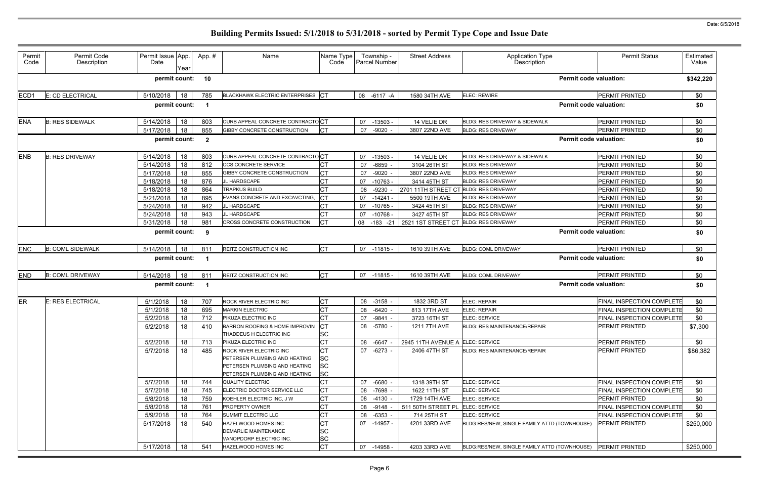# Building Permits Issued: 5/1/2018 to 5/31/2018 - sorted by Permit Type Cope and Issue Date

| Permit Code | Permit Code Description | Permit Issue Date | App. Year | App. # | Name | Name Type Code | Township - Parcel Number | Street Address | Application Type Description | Permit Status | Estimated Value |
|---|---|---|---|---|---|---|---|---|---|---|---|
| | | **permit count:** | | **10** | | | | | | **Permit code valuation:** | **$342,220** |
| ECD1 | E: CD ELECTRICAL | 5/10/2018 | 18 | 785 | BLACKHAWK ELECTRIC ENTERPRISES | CT | 08 -6117 -A | 1580 34TH AVE | ELEC: REWIRE | PERMIT PRINTED | $0 |
| | | **permit count:** | | **1** | | | | | | **Permit code valuation:** | **$0** |
| ENA | B: RES SIDEWALK | 5/14/2018 | 18 | 803 | CURB APPEAL CONCRETE CONTRACTO | CT | 07 -13503 - | 14 VELIE DR | BLDG: RES DRIVEWAY & SIDEWALK | PERMIT PRINTED | $0 |
| | | 5/17/2018 | 18 | 855 | GIBBY CONCRETE CONSTRUCTION | CT | 07 -9020 - | 3807 22ND AVE | BLDG: RES DRIVEWAY | PERMIT PRINTED | $0 |
| | | **permit count:** | | **2** | | | | | | **Permit code valuation:** | **$0** |
| ENB | B: RES DRIVEWAY | 5/14/2018 | 18 | 803 | CURB APPEAL CONCRETE CONTRACTO | CT | 07 -13503 - | 14 VELIE DR | BLDG: RES DRIVEWAY & SIDEWALK | PERMIT PRINTED | $0 |
| | | 5/14/2018 | 18 | 812 | CCS CONCRETE SERVICE | CT | 07 -6859 - | 3104 26TH ST | BLDG: RES DRIVEWAY | PERMIT PRINTED | $0 |
| | | 5/17/2018 | 18 | 855 | GIBBY CONCRETE CONSTRUCTION | CT | 07 -9020 - | 3807 22ND AVE | BLDG: RES DRIVEWAY | PERMIT PRINTED | $0 |
| | | 5/18/2018 | 18 | 876 | JL HARDSCAPE | CT | 07 -10763 - | 3414 45TH ST | BLDG: RES DRIVEWAY | PERMIT PRINTED | $0 |
| | | 5/18/2018 | 18 | 864 | TRAPKUS BUILD | CT | 08 -9230 - | 2701 11TH STREET CT | BLDG: RES DRIVEWAY | PERMIT PRINTED | $0 |
| | | 5/21/2018 | 18 | 895 | EVANS CONCRETE AND EXCAVCTING, | CT | 07 -14241 - | 5500 19TH AVE | BLDG: RES DRIVEWAY | PERMIT PRINTED | $0 |
| | | 5/24/2018 | 18 | 942 | JL HARDSCAPE | CT | 07 -10765 - | 3424 45TH ST | BLDG: RES DRIVEWAY | PERMIT PRINTED | $0 |
| | | 5/24/2018 | 18 | 943 | JL HARDSCAPE | CT | 07 -10768 - | 3427 45TH ST | BLDG: RES DRIVEWAY | PERMIT PRINTED | $0 |
| | | 5/31/2018 | 18 | 981 | CROSS CONCRETE CONSTRUCTION | CT | 08 -183 -21 | 2521 1ST STREET CT | BLDG: RES DRIVEWAY | PERMIT PRINTED | $0 |
| | | **permit count:** | | **9** | | | | | | **Permit code valuation:** | **$0** |
| ENC | B: COML SIDEWALK | 5/14/2018 | 18 | 811 | REITZ CONSTRUCTION INC | CT | 07 -11815 - | 1610 39TH AVE | BLDG: COML DRIVEWAY | PERMIT PRINTED | $0 |
| | | **permit count:** | | **1** | | | | | | **Permit code valuation:** | **$0** |
| END | B: COML DRIVEWAY | 5/14/2018 | 18 | 811 | REITZ CONSTRUCTION INC | CT | 07 -11815 - | 1610 39TH AVE | BLDG: COML DRIVEWAY | PERMIT PRINTED | $0 |
| | | **permit count:** | | **1** | | | | | | **Permit code valuation:** | **$0** |
| ER | E: RES ELECTRICAL | 5/1/2018 | 18 | 707 | ROCK RIVER ELECTRIC INC | CT | 08 -3158 - | 1832 3RD ST | ELEC: REPAIR | FINAL INSPECTION COMPLETE | $0 |
| | | 5/1/2018 | 18 | 695 | MARKIN ELECTRIC | CT | 08 -6420 - | 813 17TH AVE | ELEC: REPAIR | FINAL INSPECTION COMPLETE | $0 |
| | | 5/2/2018 | 18 | 712 | PIKUZA ELECTRIC INC | CT | 07 -9841 - | 3723 16TH ST | ELEC: SERVICE | FINAL INSPECTION COMPLETE | $0 |
| | | 5/2/2018 | 18 | 410 | BARRON ROOFING & HOME IMPROVIN<br>THADDEUS H ELECTRIC INC | CT<br>SC | 08 -5780 - | 1211 7TH AVE | BLDG: RES MAINTENANCE/REPAIR | PERMIT PRINTED | $7,300 |
| | | 5/2/2018 | 18 | 713 | PIKUZA ELECTRIC INC | CT | 08 -6647 - | 2945 11TH AVENUE A | ELEC: SERVICE | PERMIT PRINTED | $0 |
| | | 5/7/2018 | 18 | 485 | ROCK RIVER ELECTRIC INC<br>PETERSEN PLUMBING AND HEATING<br>PETERSEN PLUMBING AND HEATING<br>PETERSEN PLUMBING AND HEATING | CT<br>SC<br>SC<br>SC | 07 -6273 - | 2406 47TH ST | BLDG: RES MAINTENANCE/REPAIR | PERMIT PRINTED | $86,382 |
| | | 5/7/2018 | 18 | 744 | QUALITY ELECTRIC | CT | 07 -6680 - | 1318 39TH ST | ELEC: SERVICE | FINAL INSPECTION COMPLETE | $0 |
| | | 5/7/2018 | 18 | 745 | ELECTRIC DOCTOR SERVICE LLC | CT | 08 -7698 - | 1622 11TH ST | ELEC: SERVICE | FINAL INSPECTION COMPLETE | $0 |
| | | 5/8/2018 | 18 | 759 | KOEHLER ELECTRIC INC, J W | CT | 08 -4130 - | 1729 14TH AVE | ELEC: SERVICE | PERMIT PRINTED | $0 |
| | | 5/8/2018 | 18 | 761 | PROPERTY OWNER | CT | 08 -9148 - | 511 50TH STREET PL | ELEC: SERVICE | FINAL INSPECTION COMPLETE | $0 |
| | | 5/9/2018 | 18 | 764 | SUMMIT ELECTRIC LLC | CT | 08 -6353 - | 714 25TH ST | ELEC: SERVICE | FINAL INSPECTION COMPLETE | $0 |
| | | 5/17/2018 | 18 | 540 | HAZELWOOD HOMES INC<br>DEMARLIE MAINTENANCE<br>VANOPDORP ELECTRIC INC. | CT<br>SC<br>SC | 07 -14957 - | 4201 33RD AVE | BLDG:RES/NEW, SINGLE FAMILY ATTD (TOWNHOUSE) | PERMIT PRINTED | $250,000 |
| | | 5/17/2018 | 18 | 541 | HAZELWOOD HOMES INC | CT | 07 -14958 - | 4203 33RD AVE | BLDG:RES/NEW, SINGLE FAMILY ATTD (TOWNHOUSE) | PERMIT PRINTED | $250,000 |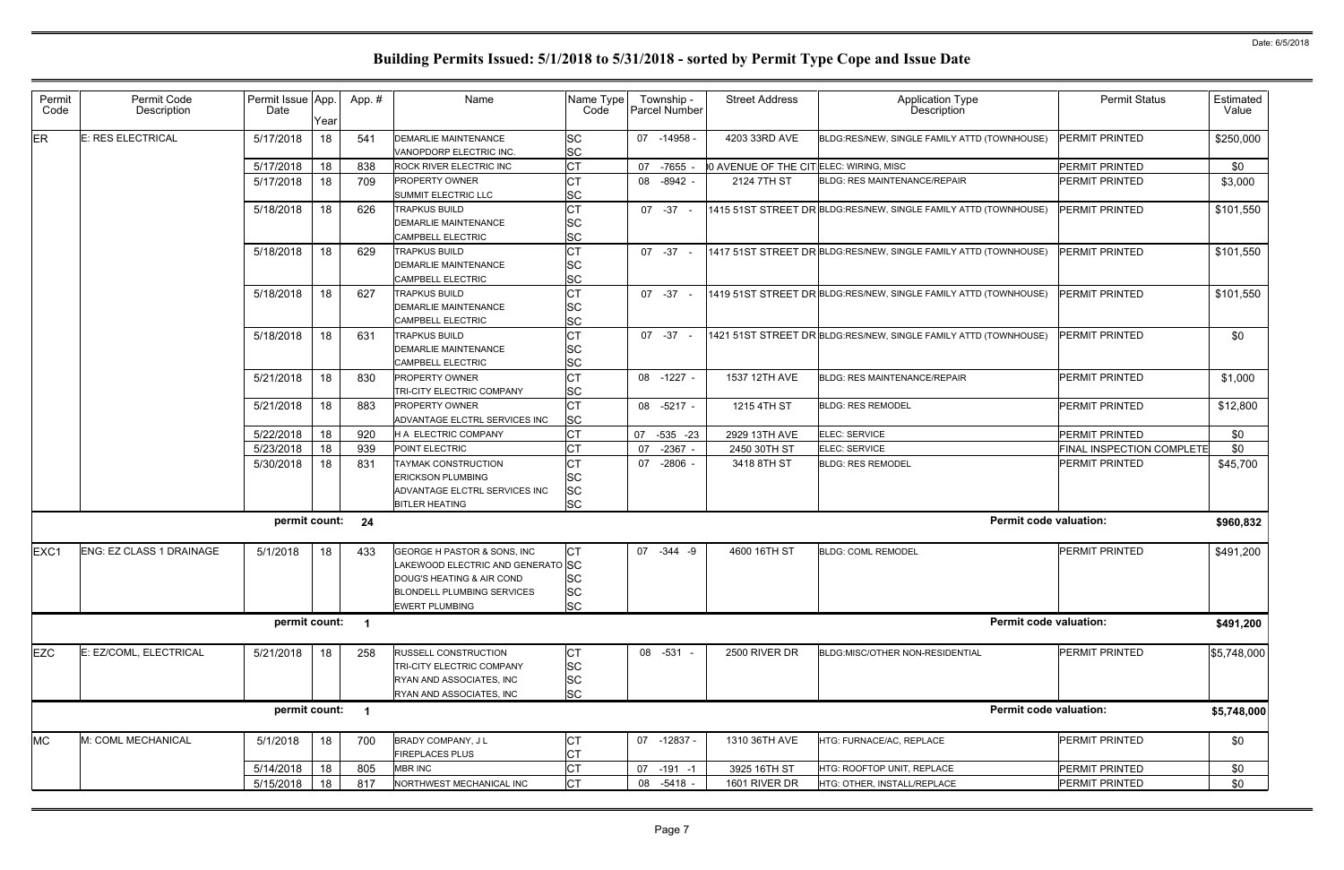# Building Permits Issued: 5/1/2018 to 5/31/2018 - sorted by Permit Type Cope and Issue Date

| Permit Code | Permit Code Description | Permit Issue Date | App. Year | App. # | Name | Name Type Code | Township - Parcel Number | Street Address | Application Type Description | Permit Status | Estimated Value |
|---|---|---|---|---|---|---|---|---|---|---|---|
| ER | E: RES ELECTRICAL | 5/17/2018 | 18 | 541 | DEMARLIE MAINTENANCE<br>VANOPDORP ELECTRIC INC. | SC<br>SC | 07 -14958 - | 4203 33RD AVE | BLDG:RES/NEW, SINGLE FAMILY ATTD (TOWNHOUSE) | PERMIT PRINTED | $250,000 |
| | | 5/17/2018 | 18 | 838 | ROCK RIVER ELECTRIC INC | CT | 07 -7655 - | 0 AVENUE OF THE CIT | ELEC: WIRING, MISC | PERMIT PRINTED | $0 |
| | | 5/17/2018 | 18 | 709 | PROPERTY OWNER<br>SUMMIT ELECTRIC LLC | CT<br>SC | 08 -8942 - | 2124 7TH ST | BLDG: RES MAINTENANCE/REPAIR | PERMIT PRINTED | $3,000 |
| | | 5/18/2018 | 18 | 626 | TRAPKUS BUILD<br>DEMARLIE MAINTENANCE<br>CAMPBELL ELECTRIC | CT<br>SC<br>SC | 07 -37 - | 1415 51ST STREET DR | BLDG:RES/NEW, SINGLE FAMILY ATTD (TOWNHOUSE) | PERMIT PRINTED | $101,550 |
| | | 5/18/2018 | 18 | 629 | TRAPKUS BUILD<br>DEMARLIE MAINTENANCE<br>CAMPBELL ELECTRIC | CT<br>SC<br>SC | 07 -37 - | 1417 51ST STREET DR | BLDG:RES/NEW, SINGLE FAMILY ATTD (TOWNHOUSE) | PERMIT PRINTED | $101,550 |
| | | 5/18/2018 | 18 | 627 | TRAPKUS BUILD<br>DEMARLIE MAINTENANCE<br>CAMPBELL ELECTRIC | CT<br>SC<br>SC | 07 -37 - | 1419 51ST STREET DR | BLDG:RES/NEW, SINGLE FAMILY ATTD (TOWNHOUSE) | PERMIT PRINTED | $101,550 |
| | | 5/18/2018 | 18 | 631 | TRAPKUS BUILD<br>DEMARLIE MAINTENANCE<br>CAMPBELL ELECTRIC | CT<br>SC<br>SC | 07 -37 - | 1421 51ST STREET DR | BLDG:RES/NEW, SINGLE FAMILY ATTD (TOWNHOUSE) | PERMIT PRINTED | $0 |
| | | 5/21/2018 | 18 | 830 | PROPERTY OWNER<br>TRI-CITY ELECTRIC COMPANY | CT<br>SC | 08 -1227 - | 1537 12TH AVE | BLDG: RES MAINTENANCE/REPAIR | PERMIT PRINTED | $1,000 |
| | | 5/21/2018 | 18 | 883 | PROPERTY OWNER<br>ADVANTAGE ELCTRL SERVICES INC | CT<br>SC | 08 -5217 - | 1215 4TH ST | BLDG: RES REMODEL | PERMIT PRINTED | $12,800 |
| | | 5/22/2018 | 18 | 920 | H A ELECTRIC COMPANY | CT | 07 -535 -23 | 2929 13TH AVE | ELEC: SERVICE | PERMIT PRINTED | $0 |
| | | 5/23/2018 | 18 | 939 | POINT ELECTRIC | CT | 07 -2367 - | 2450 30TH ST | ELEC: SERVICE | FINAL INSPECTION COMPLETE | $0 |
| | | 5/30/2018 | 18 | 831 | TAYMAK CONSTRUCTION<br>ERICKSON PLUMBING<br>ADVANTAGE ELCTRL SERVICES INC<br>BITLER HEATING | CT<br>SC<br>SC<br>SC | 07 -2806 - | 3418 8TH ST | BLDG: RES REMODEL | PERMIT PRINTED | $45,700 |
| | | **permit count:** | | **24** | | | | | | **Permit code valuation:** | **$960,832** |
| EXC1 | ENG: EZ CLASS 1 DRAINAGE | 5/1/2018 | 18 | 433 | GEORGE H PASTOR & SONS, INC<br>LAKEWOOD ELECTRIC AND GENERATO<br>DOUG'S HEATING & AIR COND<br>BLONDELL PLUMBING SERVICES<br>EWERT PLUMBING | CT<br>SC<br>SC<br>SC<br>SC | 07 -344 -9 | 4600 16TH ST | BLDG: COML REMODEL | PERMIT PRINTED | $491,200 |
| | | **permit count:** | | **1** | | | | | | **Permit code valuation:** | **$491,200** |
| EZC | E: EZ/COML, ELECTRICAL | 5/21/2018 | 18 | 258 | RUSSELL CONSTRUCTION<br>TRI-CITY ELECTRIC COMPANY<br>RYAN AND ASSOCIATES, INC<br>RYAN AND ASSOCIATES, INC | CT<br>SC<br>SC<br>SC | 08 -531 - | 2500 RIVER DR | BLDG:MISC/OTHER NON-RESIDENTIAL | PERMIT PRINTED | $5,748,000 |
| | | **permit count:** | | **1** | | | | | | **Permit code valuation:** | **$5,748,000** |
| MC | M: COML MECHANICAL | 5/1/2018 | 18 | 700 | BRADY COMPANY, J L<br>FIREPLACES PLUS | CT<br>CT | 07 -12837 - | 1310 36TH AVE | HTG: FURNACE/AC, REPLACE | PERMIT PRINTED | $0 |
| | | 5/14/2018 | 18 | 805 | MBR INC | CT | 07 -191 -1 | 3925 16TH ST | HTG: ROOFTOP UNIT, REPLACE | PERMIT PRINTED | $0 |
| | | 5/15/2018 | 18 | 817 | NORTHWEST MECHANICAL INC | CT | 08 -5418 - | 1601 RIVER DR | HTG: OTHER, INSTALL/REPLACE | PERMIT PRINTED | $0 |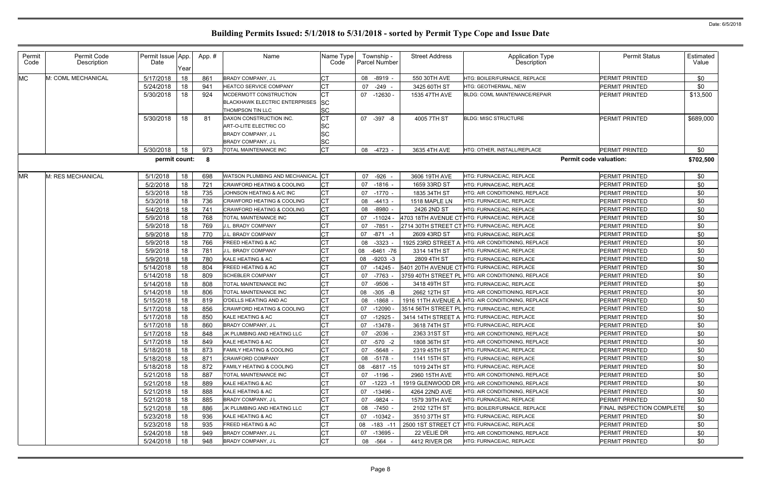# Building Permits Issued: 5/1/2018 to 5/31/2018 - sorted by Permit Type Cope and Issue Date

| Permit Code | Permit Code Description | Permit Issue Date | App. Year | App. # | Name | Name Type Code | Township - Parcel Number | Street Address | Application Type Description | Permit Status | Estimated Value |
|---|---|---|---|---|---|---|---|---|---|---|---|
| MC | M: COML MECHANICAL | 5/17/2018 | 18 | 861 | BRADY COMPANY, J L | CT | 08 -8919 - | 550 30TH AVE | HTG: BOILER/FURNACE, REPLACE | PERMIT PRINTED | $0 |
| | | 5/24/2018 | 18 | 941 | HEATCO SERVICE COMPANY | CT | 07 -249 - | 3425 60TH ST | HTG: GEOTHERMAL, NEW | PERMIT PRINTED | $0 |
| | | 5/30/2018 | 18 | 924 | MCDERMOTT CONSTRUCTION<br>BLACKHAWK ELECTRIC ENTERPRISES<br>THOMPSON TIN LLC | CT<br>SC<br>SC | 07 -12630 - | 1535 47TH AVE | BLDG: COML MAINTENANCE/REPAIR | PERMIT PRINTED | $13,500 |
| | | 5/30/2018 | 18 | 81 | DAXON CONSTRUCTION INC.<br>ART-O-LITE ELECTRIC CO<br>BRADY COMPANY, J L<br>BRADY COMPANY, J L | CT<br>SC<br>SC<br>SC | 07 -397 -8 | 4005 7TH ST | BLDG: MISC STRUCTURE | PERMIT PRINTED | $689,000 |
| | | 5/30/2018 | 18 | 973 | TOTAL MAINTENANCE INC | CT | 08 -4723 - | 3635 4TH AVE | HTG: OTHER, INSTALL/REPLACE | PERMIT PRINTED | $0 |
| | | permit count: | | 8 | | | | | Permit code valuation: | | $702,500 |
| MR | M: RES MECHANICAL | 5/1/2018 | 18 | 698 | WATSON PLUMBING AND MECHANICAL | CT | 07 -926 - | 3606 19TH AVE | HTG: FURNACE/AC, REPLACE | PERMIT PRINTED | $0 |
| | | 5/2/2018 | 18 | 721 | CRAWFORD HEATING & COOLING | CT | 07 -1816 - | 1659 33RD ST | HTG: FURNACE/AC, REPLACE | PERMIT PRINTED | $0 |
| | | 5/3/2018 | 18 | 735 | JOHNSON HEATING & A/C INC | CT | 07 -1770 - | 1835 34TH ST | HTG: AIR CONDITIONING, REPLACE | PERMIT PRINTED | $0 |
| | | 5/3/2018 | 18 | 736 | CRAWFORD HEATING & COOLING | CT | 08 -4413 - | 1518 MAPLE LN | HTG: FURNACE/AC, REPLACE | PERMIT PRINTED | $0 |
| | | 5/4/2018 | 18 | 741 | CRAWFORD HEATING & COOLING | CT | 08 -8980 - | 2426 2ND ST | HTG: FURNACE/AC, REPLACE | PERMIT PRINTED | $0 |
| | | 5/9/2018 | 18 | 768 | TOTAL MAINTENANCE INC | CT | 07 -11024 - | 4703 18TH AVENUE CT | HTG: FURNACE/AC, REPLACE | PERMIT PRINTED | $0 |
| | | 5/9/2018 | 18 | 769 | J.L. BRADY COMPANY | CT | 07 -7851 - | 2714 30TH STREET CT | HTG: FURNACE/AC, REPLACE | PERMIT PRINTED | $0 |
| | | 5/9/2018 | 18 | 770 | J.L. BRADY COMPANY | CT | 07 -871 -1 | 2609 43RD ST | HTG: FURNACE/AC, REPLACE | PERMIT PRINTED | $0 |
| | | 5/9/2018 | 18 | 766 | FREED HEATING & AC | CT | 08 -3323 - | 1925 23RD STREET A | HTG: AIR CONDITIONING, REPLACE | PERMIT PRINTED | $0 |
| | | 5/9/2018 | 18 | 781 | J.L. BRADY COMPANY | CT | 08 -6461 -76 | 3314 14TH ST | HTG: FURNACE/AC, REPLACE | PERMIT PRINTED | $0 |
| | | 5/9/2018 | 18 | 780 | KALE HEATING & AC | CT | 08 -9203 -3 | 2809 4TH ST | HTG: FURNACE/AC, REPLACE | PERMIT PRINTED | $0 |
| | | 5/14/2018 | 18 | 804 | FREED HEATING & AC | CT | 07 -14245 - | 5401 20TH AVENUE CT | HTG: FURNACE/AC, REPLACE | PERMIT PRINTED | $0 |
| | | 5/14/2018 | 18 | 809 | SCHEBLER COMPANY | CT | 07 -7763 - | 3759 40TH STREET PL | HTG: AIR CONDITIONING, REPLACE | PERMIT PRINTED | $0 |
| | | 5/14/2018 | 18 | 808 | TOTAL MAINTENANCE INC | CT | 07 -9506 - | 3418 49TH ST | HTG: FURNACE/AC, REPLACE | PERMIT PRINTED | $0 |
| | | 5/14/2018 | 18 | 806 | TOTAL MAINTENANCE INC | CT | 08 -305 -B | 2662 12TH ST | HTG: AIR CONDITIONING, REPLACE | PERMIT PRINTED | $0 |
| | | 5/15/2018 | 18 | 819 | O'DELLS HEATING AND AC | CT | 08 -1868 - | 1916 11TH AVENUE A | HTG: AIR CONDITIONING, REPLACE | PERMIT PRINTED | $0 |
| | | 5/17/2018 | 18 | 856 | CRAWFORD HEATING & COOLING | CT | 07 -12090 - | 3514 56TH STREET PL | HTG: FURNACE/AC, REPLACE | PERMIT PRINTED | $0 |
| | | 5/17/2018 | 18 | 850 | KALE HEATING & AC | CT | 07 -12925 - | 3414 14TH STREET A | HTG: FURNACE/AC, REPLACE | PERMIT PRINTED | $0 |
| | | 5/17/2018 | 18 | 860 | BRADY COMPANY, J L | CT | 07 -13478 - | 3618 74TH ST | HTG: FURNACE/AC, REPLACE | PERMIT PRINTED | $0 |
| | | 5/17/2018 | 18 | 848 | JK PLUMBING AND HEATING LLC | CT | 07 -2036 - | 2363 31ST ST | HTG: AIR CONDITIONING, REPLACE | PERMIT PRINTED | $0 |
| | | 5/17/2018 | 18 | 849 | KALE HEATING & AC | CT | 07 -570 -2 | 1808 36TH ST | HTG: AIR CONDITIONING, REPLACE | PERMIT PRINTED | $0 |
| | | 5/18/2018 | 18 | 873 | FAMILY HEATING & COOLING | CT | 07 -5648 - | 2319 45TH ST | HTG: FURNACE/AC, REPLACE | PERMIT PRINTED | $0 |
| | | 5/18/2018 | 18 | 871 | CRAWFORD COMPANY | CT | 08 -5178 - | 1141 15TH ST | HTG: FURNACE/AC, REPLACE | PERMIT PRINTED | $0 |
| | | 5/18/2018 | 18 | 872 | FAMILY HEATING & COOLING | CT | 08 -6817 -15 | 1019 24TH ST | HTG: FURNACE/AC, REPLACE | PERMIT PRINTED | $0 |
| | | 5/21/2018 | 18 | 887 | TOTAL MAINTENANCE INC | CT | 07 -1196 - | 2960 15TH AVE | HTG: AIR CONDITIONING, REPLACE | PERMIT PRINTED | $0 |
| | | 5/21/2018 | 18 | 889 | KALE HEATING & AC | CT | 07 -1223 -1 | 1919 GLENWOOD DR | HTG: AIR CONDITIONING, REPLACE | PERMIT PRINTED | $0 |
| | | 5/21/2018 | 18 | 888 | KALE HEATING & AC | CT | 07 -13496 - | 4264 22ND AVE | HTG: AIR CONDITIONING, REPLACE | PERMIT PRINTED | $0 |
| | | 5/21/2018 | 18 | 885 | BRADY COMPANY, J L | CT | 07 -9824 - | 1579 39TH AVE | HTG: FURNACE/AC, REPLACE | PERMIT PRINTED | $0 |
| | | 5/21/2018 | 18 | 886 | JK PLUMBING AND HEATING LLC | CT | 08 -7450 - | 2102 12TH ST | HTG: BOILER/FURNACE, REPLACE | FINAL INSPECTION COMPLETE | $0 |
| | | 5/23/2018 | 18 | 936 | KALE HEATING & AC | CT | 07 -10342 - | 3510 37TH ST | HTG: FURNACE/AC, REPLACE | PERMIT PRINTED | $0 |
| | | 5/23/2018 | 18 | 935 | FREED HEATING & AC | CT | 08 -183 -11 | 2500 1ST STREET CT | HTG: FURNACE/AC, REPLACE | PERMIT PRINTED | $0 |
| | | 5/24/2018 | 18 | 949 | BRADY COMPANY, J L | CT | 07 -13695 - | 22 VELIE DR | HTG: AIR CONDITIONING, REPLACE | PERMIT PRINTED | $0 |
| | | 5/24/2018 | 18 | 948 | BRADY COMPANY, J L | CT | 08 -564 - | 4412 RIVER DR | HTG: FURNACE/AC, REPLACE | PERMIT PRINTED | $0 |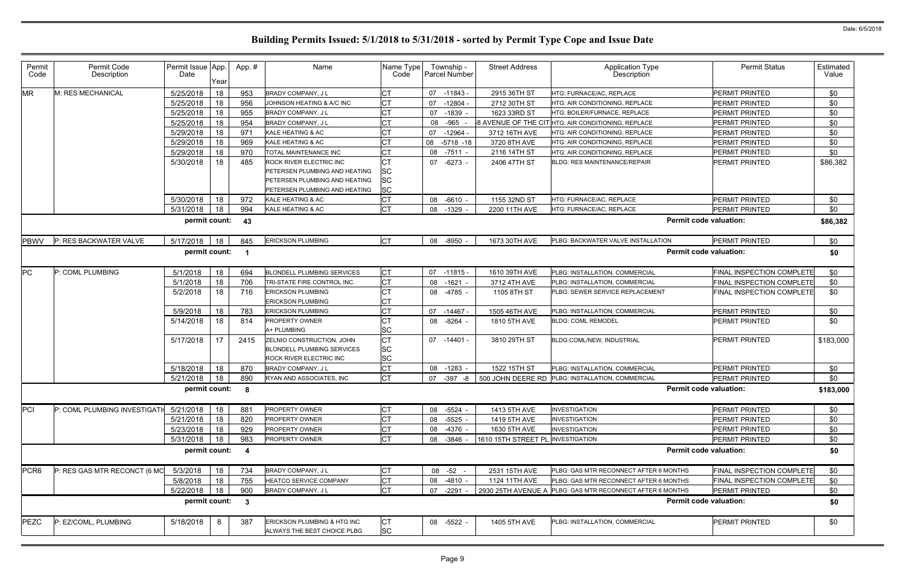# Building Permits Issued: 5/1/2018 to 5/31/2018 - sorted by Permit Type Cope and Issue Date

| Permit Code | Permit Code Description | Permit Issue Date | App. Year | App. # | Name | Name Type Code | Township - Parcel Number | Street Address | Application Type Description | Permit Status | Estimated Value |
|---|---|---|---|---|---|---|---|---|---|---|---|
| MR | M: RES MECHANICAL | 5/25/2018 | 18 | 953 | BRADY COMPANY, J L | CT | 07 -11843 - | 2915 36TH ST | HTG: FURNACE/AC, REPLACE | PERMIT PRINTED | $0 |
| | | 5/25/2018 | 18 | 956 | JOHNSON HEATING & A/C INC | CT | 07 -12804 - | 2712 30TH ST | HTG: AIR CONDITIONING, REPLACE | PERMIT PRINTED | $0 |
| | | 5/25/2018 | 18 | 955 | BRADY COMPANY, J L | CT | 07 -1839 - | 1623 33RD ST | HTG: BOILER/FURNACE, REPLACE | PERMIT PRINTED | $0 |
| | | 5/25/2018 | 18 | 954 | BRADY COMPANY, J L | CT | 08 -965 - | 8 AVENUE OF THE CIT | HTG: AIR CONDITIONING, REPLACE | PERMIT PRINTED | $0 |
| | | 5/29/2018 | 18 | 971 | KALE HEATING & AC | CT | 07 -12964 - | 3712 16TH AVE | HTG: AIR CONDITIONING, REPLACE | PERMIT PRINTED | $0 |
| | | 5/29/2018 | 18 | 969 | KALE HEATING & AC | CT | 08 -5718 -18 | 3720 8TH AVE | HTG: AIR CONDITIONING, REPLACE | PERMIT PRINTED | $0 |
| | | 5/29/2018 | 18 | 970 | TOTAL MAINTENANCE INC | CT | 08 -7511 - | 2116 14TH ST | HTG: AIR CONDITIONING, REPLACE | PERMIT PRINTED | $0 |
| | | 5/30/2018 | 18 | 485 | ROCK RIVER ELECTRIC INC<br>PETERSEN PLUMBING AND HEATING<br>PETERSEN PLUMBING AND HEATING<br>PETERSEN PLUMBING AND HEATING | CT<br>SC<br>SC<br>SC | 07 -6273 - | 2406 47TH ST | BLDG: RES MAINTENANCE/REPAIR | PERMIT PRINTED | $86,382 |
| | | 5/30/2018 | 18 | 972 | KALE HEATING & AC | CT | 08 -6610 - | 1155 32ND ST | HTG: FURNACE/AC, REPLACE | PERMIT PRINTED | $0 |
| | | 5/31/2018 | 18 | 994 | KALE HEATING & AC | CT | 08 -1329 - | 2200 11TH AVE | HTG: FURNACE/AC, REPLACE | PERMIT PRINTED | $0 |
| | | permit count: | | 43 | | | | | | Permit code valuation: | $86,382 |
| PBWV | P: RES BACKWATER VALVE | 5/17/2018 | 18 | 845 | ERICKSON PLUMBING | CT | 08 -8950 - | 1673 30TH AVE | PLBG: BACKWATER VALVE INSTALLATION | PERMIT PRINTED | $0 |
| | | permit count: | | 1 | | | | | | Permit code valuation: | $0 |
| PC | P: COML PLUMBING | 5/1/2018 | 18 | 694 | BLONDELL PLUMBING SERVICES | CT | 07 -11815 - | 1610 39TH AVE | PLBG: INSTALLATION, COMMERCIAL | FINAL INSPECTION COMPLETE | $0 |
| | | 5/1/2018 | 18 | 706 | TRI-STATE FIRE CONTROL INC. | CT | 08 -1621 - | 3712 4TH AVE | PLBG: INSTALLATION, COMMERCIAL | FINAL INSPECTION COMPLETE | $0 |
| | | 5/2/2018 | 18 | 716 | ERICKSON PLUMBING<br>ERICKSON PLUMBING | CT<br>CT | 08 -4785 - | 1105 8TH ST | PLBG: SEWER SERVICE REPLACEMENT | FINAL INSPECTION COMPLETE | $0 |
| | | 5/9/2018 | 18 | 783 | ERICKSON PLUMBING | CT | 07 -14467 - | 1505 46TH AVE | PLBG: INSTALLATION, COMMERCIAL | PERMIT PRINTED | $0 |
| | | 5/14/2018 | 18 | 814 | PROPERTY OWNER<br>A+ PLUMBING | CT<br>SC | 08 -8264 - | 1810 5TH AVE | BLDG: COML REMODEL | PERMIT PRINTED | $0 |
| | | 5/17/2018 | 17 | 2415 | ZELNIO CONSTRUCTION, JOHN<br>BLONDELL PLUMBING SERVICES<br>ROCK RIVER ELECTRIC INC | CT<br>SC<br>SC | 07 -14401 - | 3810 29TH ST | BLDG:COML/NEW, INDUSTRIAL | PERMIT PRINTED | $183,000 |
| | | 5/18/2018 | 18 | 870 | BRADY COMPANY, J L | CT | 08 -1283 - | 1522 15TH ST | PLBG: INSTALLATION, COMMERCIAL | PERMIT PRINTED | $0 |
| | | 5/21/2018 | 18 | 890 | RYAN AND ASSOCIATES, INC | CT | 07 -397 -8 | 500 JOHN DEERE RD | PLBG: INSTALLATION, COMMERCIAL | PERMIT PRINTED | $0 |
| | | permit count: | | 8 | | | | | | Permit code valuation: | $183,000 |
| PCI | P: COML PLUMBING INVESTIGATI | 5/21/2018 | 18 | 881 | PROPERTY OWNER | CT | 08 -5524 - | 1413 5TH AVE | INVESTIGATION | PERMIT PRINTED | $0 |
| | | 5/21/2018 | 18 | 820 | PROPERTY OWNER | CT | 08 -5525 - | 1419 5TH AVE | INVESTIGATION | PERMIT PRINTED | $0 |
| | | 5/23/2018 | 18 | 929 | PROPERTY OWNER | CT | 08 -4376 - | 1630 5TH AVE | INVESTIGATION | PERMIT PRINTED | $0 |
| | | 5/31/2018 | 18 | 983 | PROPERTY OWNER | CT | 08 -3846 - | 1610 15TH STREET PL | INVESTIGATION | PERMIT PRINTED | $0 |
| | | permit count: | | 4 | | | | | | Permit code valuation: | $0 |
| PCR6 | P: RES GAS MTR RECONCT (6 MO | 5/3/2018 | 18 | 734 | BRADY COMPANY, J L | CT | 08 -52 - | 2531 15TH AVE | PLBG: GAS MTR RECONNECT AFTER 6 MONTHS | FINAL INSPECTION COMPLETE | $0 |
| | | 5/8/2018 | 18 | 755 | HEATCO SERVICE COMPANY | CT | 08 -4810 - | 1124 11TH AVE | PLBG: GAS MTR RECONNECT AFTER 6 MONTHS | FINAL INSPECTION COMPLETE | $0 |
| | | 5/22/2018 | 18 | 900 | BRADY COMPANY, J L | CT | 07 -2291 - | 2930 25TH AVENUE A | PLBG: GAS MTR RECONNECT AFTER 6 MONTHS | PERMIT PRINTED | $0 |
| | | permit count: | | 3 | | | | | | Permit code valuation: | $0 |
| PEZC | P: EZ/COML, PLUMBING | 5/18/2018 | 8 | 387 | ERICKSON PLUMBING & HTG INC<br>ALWAYS THE BEST CHOICE PLBG | CT<br>SC | 08 -5522 - | 1405 5TH AVE | PLBG: INSTALLATION, COMMERCIAL | PERMIT PRINTED | $0 |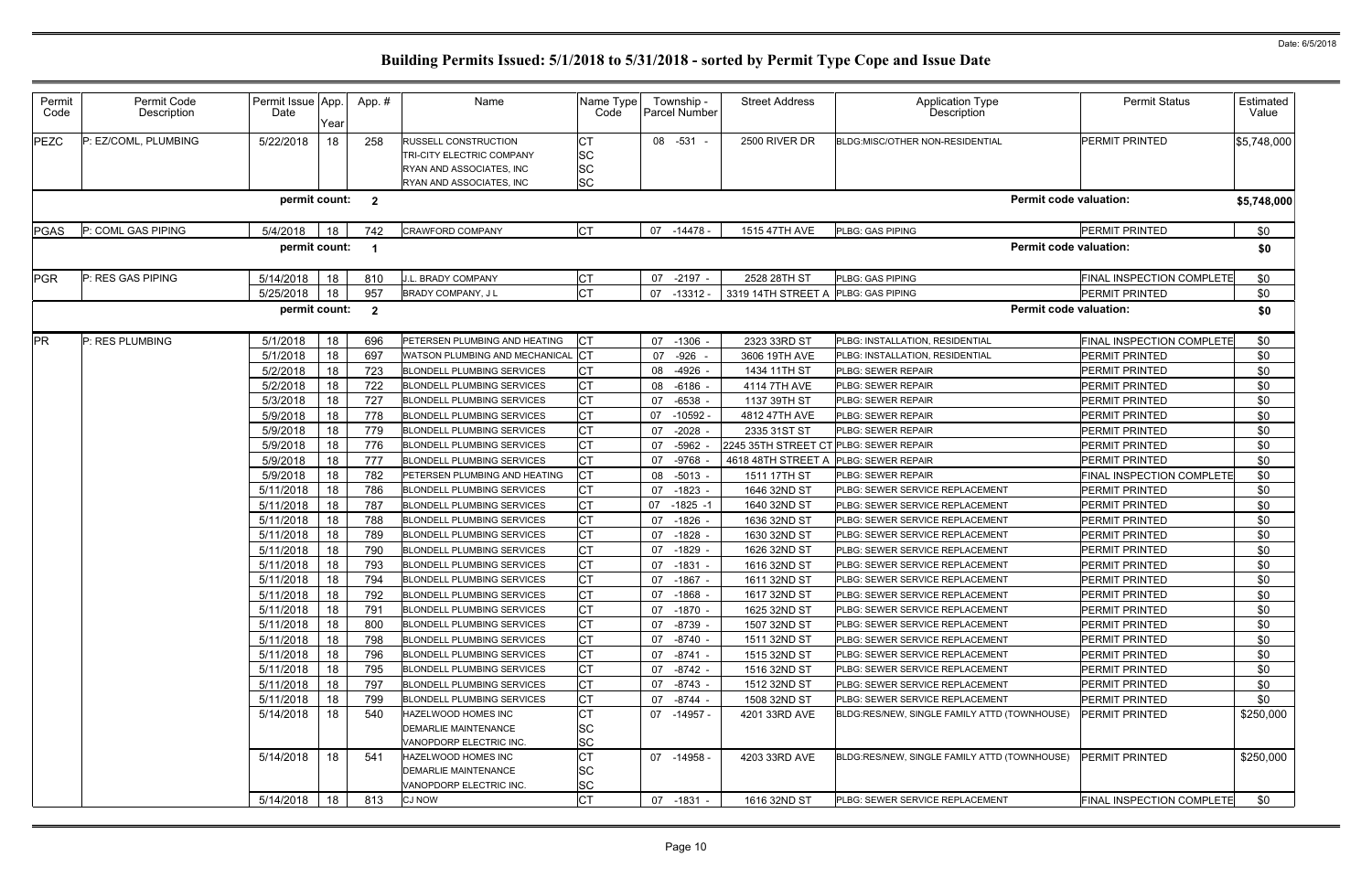# Building Permits Issued: 5/1/2018 to 5/31/2018 - sorted by Permit Type Cope and Issue Date

Date: 6/5/2018

| Permit Code | Permit Code Description | Permit Issue Date | App. Year | App. # | Name | Name Type Code | Township - Parcel Number | Street Address | Application Type Description | Permit Status | Estimated Value |
|---|---|---|---|---|---|---|---|---|---|---|---|
| PEZC | P: EZ/COML, PLUMBING | 5/22/2018 | 18 | 258 | RUSSELL CONSTRUCTION<br>TRI-CITY ELECTRIC COMPANY<br>RYAN AND ASSOCIATES, INC<br>RYAN AND ASSOCIATES, INC | CT<br>SC<br>SC<br>SC | 08 -531 - | 2500 RIVER DR | BLDG:MISC/OTHER NON-RESIDENTIAL | PERMIT PRINTED | $5,748,000 |
| | | permit count: | | 2 | | | | | Permit code valuation: | | $5,748,000 |
| PGAS | P: COML GAS PIPING | 5/4/2018 | 18 | 742 | CRAWFORD COMPANY | CT | 07 -14478 - | 1515 47TH AVE | PLBG: GAS PIPING | PERMIT PRINTED | $0 |
| | | permit count: | | 1 | | | | | Permit code valuation: | | $0 |
| PGR | P: RES GAS PIPING | 5/14/2018 | 18 | 810 | J.L. BRADY COMPANY | CT | 07 -2197 - | 2528 28TH ST | PLBG: GAS PIPING | FINAL INSPECTION COMPLETE | $0 |
| | | 5/25/2018 | 18 | 957 | BRADY COMPANY, J L | CT | 07 -13312 - | 3319 14TH STREET A | PLBG: GAS PIPING | PERMIT PRINTED | $0 |
| | | permit count: | | 2 | | | | | Permit code valuation: | | $0 |
| PR | P: RES PLUMBING | 5/1/2018 | 18 | 696 | PETERSEN PLUMBING AND HEATING | CT | 07 -1306 - | 2323 33RD ST | PLBG: INSTALLATION, RESIDENTIAL | FINAL INSPECTION COMPLETE | $0 |
| | | 5/1/2018 | 18 | 697 | WATSON PLUMBING AND MECHANICAL | CT | 07 -926 - | 3606 19TH AVE | PLBG: INSTALLATION, RESIDENTIAL | PERMIT PRINTED | $0 |
| | | 5/2/2018 | 18 | 723 | BLONDELL PLUMBING SERVICES | CT | 08 -4926 - | 1434 11TH ST | PLBG: SEWER REPAIR | PERMIT PRINTED | $0 |
| | | 5/2/2018 | 18 | 722 | BLONDELL PLUMBING SERVICES | CT | 08 -6186 - | 4114 7TH AVE | PLBG: SEWER REPAIR | PERMIT PRINTED | $0 |
| | | 5/3/2018 | 18 | 727 | BLONDELL PLUMBING SERVICES | CT | 07 -6538 - | 1137 39TH ST | PLBG: SEWER REPAIR | PERMIT PRINTED | $0 |
| | | 5/9/2018 | 18 | 778 | BLONDELL PLUMBING SERVICES | CT | 07 -10592 - | 4812 47TH AVE | PLBG: SEWER REPAIR | PERMIT PRINTED | $0 |
| | | 5/9/2018 | 18 | 779 | BLONDELL PLUMBING SERVICES | CT | 07 -2028 - | 2335 31ST ST | PLBG: SEWER REPAIR | PERMIT PRINTED | $0 |
| | | 5/9/2018 | 18 | 776 | BLONDELL PLUMBING SERVICES | CT | 07 -5962 - | 2245 35TH STREET CT | PLBG: SEWER REPAIR | PERMIT PRINTED | $0 |
| | | 5/9/2018 | 18 | 777 | BLONDELL PLUMBING SERVICES | CT | 07 -9768 - | 4618 48TH STREET A | PLBG: SEWER REPAIR | PERMIT PRINTED | $0 |
| | | 5/9/2018 | 18 | 782 | PETERSEN PLUMBING AND HEATING | CT | 08 -5013 - | 1511 17TH ST | PLBG: SEWER REPAIR | FINAL INSPECTION COMPLETE | $0 |
| | | 5/11/2018 | 18 | 786 | BLONDELL PLUMBING SERVICES | CT | 07 -1823 - | 1646 32ND ST | PLBG: SEWER SERVICE REPLACEMENT | PERMIT PRINTED | $0 |
| | | 5/11/2018 | 18 | 787 | BLONDELL PLUMBING SERVICES | CT | 07 -1825 -1 | 1640 32ND ST | PLBG: SEWER SERVICE REPLACEMENT | PERMIT PRINTED | $0 |
| | | 5/11/2018 | 18 | 788 | BLONDELL PLUMBING SERVICES | CT | 07 -1826 - | 1636 32ND ST | PLBG: SEWER SERVICE REPLACEMENT | PERMIT PRINTED | $0 |
| | | 5/11/2018 | 18 | 789 | BLONDELL PLUMBING SERVICES | CT | 07 -1828 - | 1630 32ND ST | PLBG: SEWER SERVICE REPLACEMENT | PERMIT PRINTED | $0 |
| | | 5/11/2018 | 18 | 790 | BLONDELL PLUMBING SERVICES | CT | 07 -1829 - | 1626 32ND ST | PLBG: SEWER SERVICE REPLACEMENT | PERMIT PRINTED | $0 |
| | | 5/11/2018 | 18 | 793 | BLONDELL PLUMBING SERVICES | CT | 07 -1831 - | 1616 32ND ST | PLBG: SEWER SERVICE REPLACEMENT | PERMIT PRINTED | $0 |
| | | 5/11/2018 | 18 | 794 | BLONDELL PLUMBING SERVICES | CT | 07 -1867 - | 1611 32ND ST | PLBG: SEWER SERVICE REPLACEMENT | PERMIT PRINTED | $0 |
| | | 5/11/2018 | 18 | 792 | BLONDELL PLUMBING SERVICES | CT | 07 -1868 - | 1617 32ND ST | PLBG: SEWER SERVICE REPLACEMENT | PERMIT PRINTED | $0 |
| | | 5/11/2018 | 18 | 791 | BLONDELL PLUMBING SERVICES | CT | 07 -1870 - | 1625 32ND ST | PLBG: SEWER SERVICE REPLACEMENT | PERMIT PRINTED | $0 |
| | | 5/11/2018 | 18 | 800 | BLONDELL PLUMBING SERVICES | CT | 07 -8739 - | 1507 32ND ST | PLBG: SEWER SERVICE REPLACEMENT | PERMIT PRINTED | $0 |
| | | 5/11/2018 | 18 | 798 | BLONDELL PLUMBING SERVICES | CT | 07 -8740 - | 1511 32ND ST | PLBG: SEWER SERVICE REPLACEMENT | PERMIT PRINTED | $0 |
| | | 5/11/2018 | 18 | 796 | BLONDELL PLUMBING SERVICES | CT | 07 -8741 - | 1515 32ND ST | PLBG: SEWER SERVICE REPLACEMENT | PERMIT PRINTED | $0 |
| | | 5/11/2018 | 18 | 795 | BLONDELL PLUMBING SERVICES | CT | 07 -8742 - | 1516 32ND ST | PLBG: SEWER SERVICE REPLACEMENT | PERMIT PRINTED | $0 |
| | | 5/11/2018 | 18 | 797 | BLONDELL PLUMBING SERVICES | CT | 07 -8743 - | 1512 32ND ST | PLBG: SEWER SERVICE REPLACEMENT | PERMIT PRINTED | $0 |
| | | 5/11/2018 | 18 | 799 | BLONDELL PLUMBING SERVICES | CT | 07 -8744 - | 1508 32ND ST | PLBG: SEWER SERVICE REPLACEMENT | PERMIT PRINTED | $0 |
| | | 5/14/2018 | 18 | 540 | HAZELWOOD HOMES INC<br>DEMARLIE MAINTENANCE<br>VANOPDORP ELECTRIC INC. | CT<br>SC<br>SC | 07 -14957 - | 4201 33RD AVE | BLDG:RES/NEW, SINGLE FAMILY ATTD (TOWNHOUSE) | PERMIT PRINTED | $250,000 |
| | | 5/14/2018 | 18 | 541 | HAZELWOOD HOMES INC<br>DEMARLIE MAINTENANCE<br>VANOPDORP ELECTRIC INC. | CT<br>SC<br>SC | 07 -14958 - | 4203 33RD AVE | BLDG:RES/NEW, SINGLE FAMILY ATTD (TOWNHOUSE) | PERMIT PRINTED | $250,000 |
| | | 5/14/2018 | 18 | 813 | CJ NOW | CT | 07 -1831 - | 1616 32ND ST | PLBG: SEWER SERVICE REPLACEMENT | FINAL INSPECTION COMPLETE | $0 |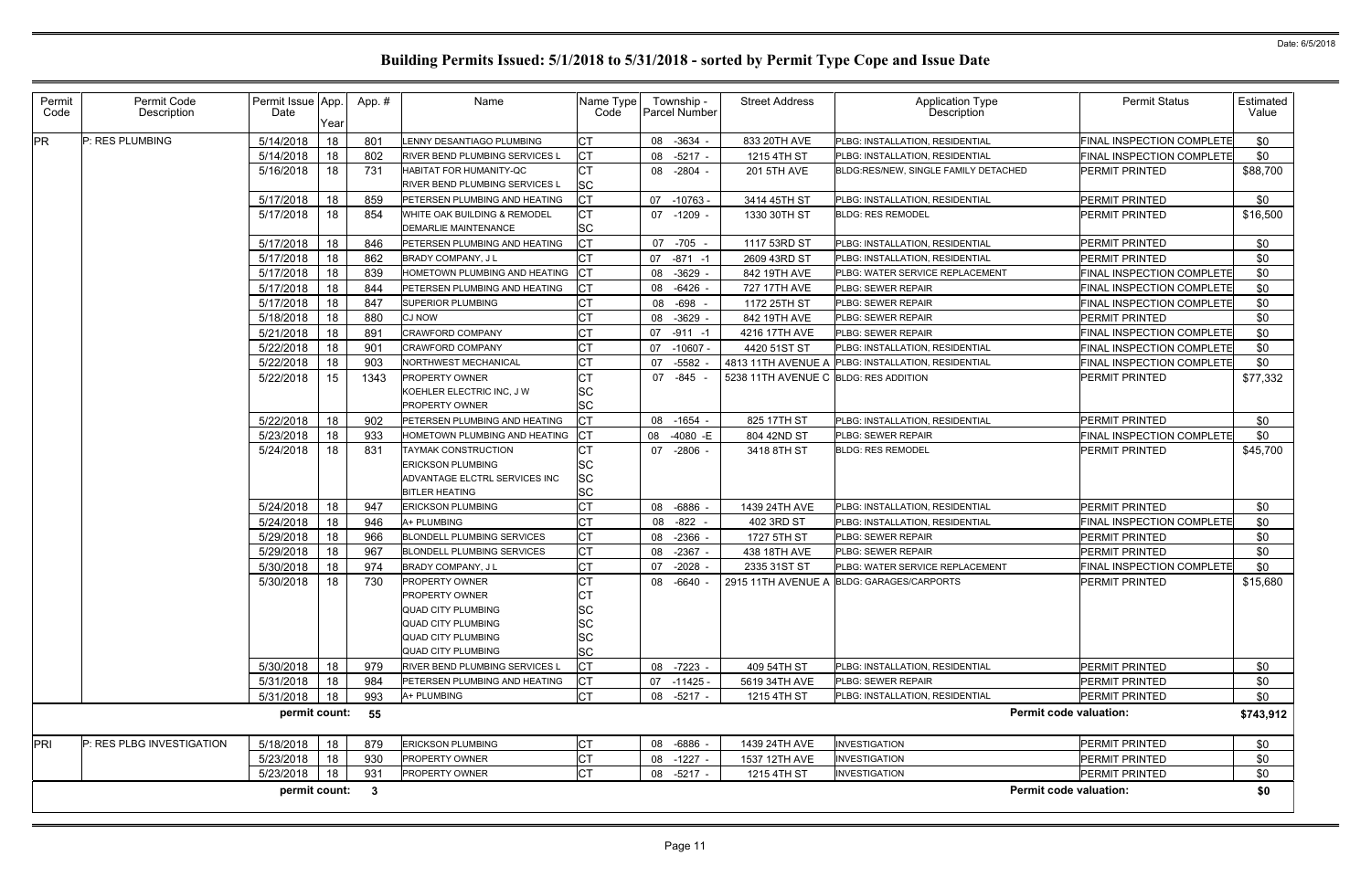# Building Permits Issued: 5/1/2018 to 5/31/2018 - sorted by Permit Type Cope and Issue Date

| Permit Code | Permit Code Description | Permit Issue Date | App. Year | App. # | Name | Name Type Code | Township - Parcel Number | Street Address | Application Type Description | Permit Status | Estimated Value |
|---|---|---|---|---|---|---|---|---|---|---|---|
| PR | P: RES PLUMBING | 5/14/2018 | 18 | 801 | LENNY DESANTIAGO PLUMBING | CT | 08 -3634 - | 833 20TH AVE | PLBG: INSTALLATION, RESIDENTIAL | FINAL INSPECTION COMPLETE | $0 |
| | | 5/14/2018 | 18 | 802 | RIVER BEND PLUMBING SERVICES L | CT | 08 -5217 - | 1215 4TH ST | PLBG: INSTALLATION, RESIDENTIAL | FINAL INSPECTION COMPLETE | $0 |
| | | 5/16/2018 | 18 | 731 | HABITAT FOR HUMANITY-QC<br>RIVER BEND PLUMBING SERVICES L | CT<br>SC | 08 -2804 - | 201 5TH AVE | BLDG:RES/NEW, SINGLE FAMILY DETACHED | PERMIT PRINTED | $88,700 |
| | | 5/17/2018 | 18 | 859 | PETERSEN PLUMBING AND HEATING | CT | 07 -10763 - | 3414 45TH ST | PLBG: INSTALLATION, RESIDENTIAL | PERMIT PRINTED | $0 |
| | | 5/17/2018 | 18 | 854 | WHITE OAK BUILDING & REMODEL<br>DEMARLIE MAINTENANCE | CT<br>SC | 07 -1209 - | 1330 30TH ST | BLDG: RES REMODEL | PERMIT PRINTED | $16,500 |
| | | 5/17/2018 | 18 | 846 | PETERSEN PLUMBING AND HEATING | CT | 07 -705 - | 1117 53RD ST | PLBG: INSTALLATION, RESIDENTIAL | PERMIT PRINTED | $0 |
| | | 5/17/2018 | 18 | 862 | BRADY COMPANY, J L | CT | 07 -871 -1 | 2609 43RD ST | PLBG: INSTALLATION, RESIDENTIAL | PERMIT PRINTED | $0 |
| | | 5/17/2018 | 18 | 839 | HOMETOWN PLUMBING AND HEATING | CT | 08 -3629 - | 842 19TH AVE | PLBG: WATER SERVICE REPLACEMENT | FINAL INSPECTION COMPLETE | $0 |
| | | 5/17/2018 | 18 | 844 | PETERSEN PLUMBING AND HEATING | CT | 08 -6426 - | 727 17TH AVE | PLBG: SEWER REPAIR | FINAL INSPECTION COMPLETE | $0 |
| | | 5/17/2018 | 18 | 847 | SUPERIOR PLUMBING | CT | 08 -698 - | 1172 25TH ST | PLBG: SEWER REPAIR | FINAL INSPECTION COMPLETE | $0 |
| | | 5/18/2018 | 18 | 880 | CJ NOW | CT | 08 -3629 - | 842 19TH AVE | PLBG: SEWER REPAIR | PERMIT PRINTED | $0 |
| | | 5/21/2018 | 18 | 891 | CRAWFORD COMPANY | CT | 07 -911 -1 | 4216 17TH AVE | PLBG: SEWER REPAIR | FINAL INSPECTION COMPLETE | $0 |
| | | 5/22/2018 | 18 | 901 | CRAWFORD COMPANY | CT | 07 -10607 - | 4420 51ST ST | PLBG: INSTALLATION, RESIDENTIAL | FINAL INSPECTION COMPLETE | $0 |
| | | 5/22/2018 | 18 | 903 | NORTHWEST MECHANICAL | CT | 07 -5582 - | 4813 11TH AVENUE A | PLBG: INSTALLATION, RESIDENTIAL | FINAL INSPECTION COMPLETE | $0 |
| | | 5/22/2018 | 15 | 1343 | PROPERTY OWNER<br>KOEHLER ELECTRIC INC, J W<br>PROPERTY OWNER | CT<br>SC<br>SC | 07 -845 - | 5238 11TH AVENUE C | BLDG: RES ADDITION | PERMIT PRINTED | $77,332 |
| | | 5/22/2018 | 18 | 902 | PETERSEN PLUMBING AND HEATING | CT | 08 -1654 - | 825 17TH ST | PLBG: INSTALLATION, RESIDENTIAL | PERMIT PRINTED | $0 |
| | | 5/23/2018 | 18 | 933 | HOMETOWN PLUMBING AND HEATING | CT | 08 -4080 -E | 804 42ND ST | PLBG: SEWER REPAIR | FINAL INSPECTION COMPLETE | $0 |
| | | 5/24/2018 | 18 | 831 | TAYMAK CONSTRUCTION<br>ERICKSON PLUMBING<br>ADVANTAGE ELCTRL SERVICES INC<br>BITLER HEATING | CT<br>SC<br>SC<br>SC | 07 -2806 - | 3418 8TH ST | BLDG: RES REMODEL | PERMIT PRINTED | $45,700 |
| | | 5/24/2018 | 18 | 947 | ERICKSON PLUMBING | CT | 08 -6886 - | 1439 24TH AVE | PLBG: INSTALLATION, RESIDENTIAL | PERMIT PRINTED | $0 |
| | | 5/24/2018 | 18 | 946 | A+ PLUMBING | CT | 08 -822 - | 402 3RD ST | PLBG: INSTALLATION, RESIDENTIAL | FINAL INSPECTION COMPLETE | $0 |
| | | 5/29/2018 | 18 | 966 | BLONDELL PLUMBING SERVICES | CT | 08 -2366 - | 1727 5TH ST | PLBG: SEWER REPAIR | PERMIT PRINTED | $0 |
| | | 5/29/2018 | 18 | 967 | BLONDELL PLUMBING SERVICES | CT | 08 -2367 - | 438 18TH AVE | PLBG: SEWER REPAIR | PERMIT PRINTED | $0 |
| | | 5/30/2018 | 18 | 974 | BRADY COMPANY, J L | CT | 07 -2028 - | 2335 31ST ST | PLBG: WATER SERVICE REPLACEMENT | FINAL INSPECTION COMPLETE | $0 |
| | | 5/30/2018 | 18 | 730 | PROPERTY OWNER<br>PROPERTY OWNER<br>QUAD CITY PLUMBING<br>QUAD CITY PLUMBING<br>QUAD CITY PLUMBING<br>QUAD CITY PLUMBING | CT<br>CT<br>SC<br>SC<br>SC<br>SC | 08 -6640 - | 2915 11TH AVENUE A | BLDG: GARAGES/CARPORTS | PERMIT PRINTED | $15,680 |
| | | 5/30/2018 | 18 | 979 | RIVER BEND PLUMBING SERVICES L | CT | 08 -7223 - | 409 54TH ST | PLBG: INSTALLATION, RESIDENTIAL | PERMIT PRINTED | $0 |
| | | 5/31/2018 | 18 | 984 | PETERSEN PLUMBING AND HEATING | CT | 07 -11425 - | 5619 34TH AVE | PLBG: SEWER REPAIR | PERMIT PRINTED | $0 |
| | | 5/31/2018 | 18 | 993 | A+ PLUMBING | CT | 08 -5217 - | 1215 4TH ST | PLBG: INSTALLATION, RESIDENTIAL | PERMIT PRINTED | $0 |
| | | permit count: | | 55 | | | | | Permit code valuation: | | $743,912 |
| PRI | P: RES PLBG INVESTIGATION | 5/18/2018 | 18 | 879 | ERICKSON PLUMBING | CT | 08 -6886 - | 1439 24TH AVE | INVESTIGATION | PERMIT PRINTED | $0 |
| | | 5/23/2018 | 18 | 930 | PROPERTY OWNER | CT | 08 -1227 - | 1537 12TH AVE | INVESTIGATION | PERMIT PRINTED | $0 |
| | | 5/23/2018 | 18 | 931 | PROPERTY OWNER | CT | 08 -5217 - | 1215 4TH ST | INVESTIGATION | PERMIT PRINTED | $0 |
| | | permit count: | | 3 | | | | | Permit code valuation: | | $0 |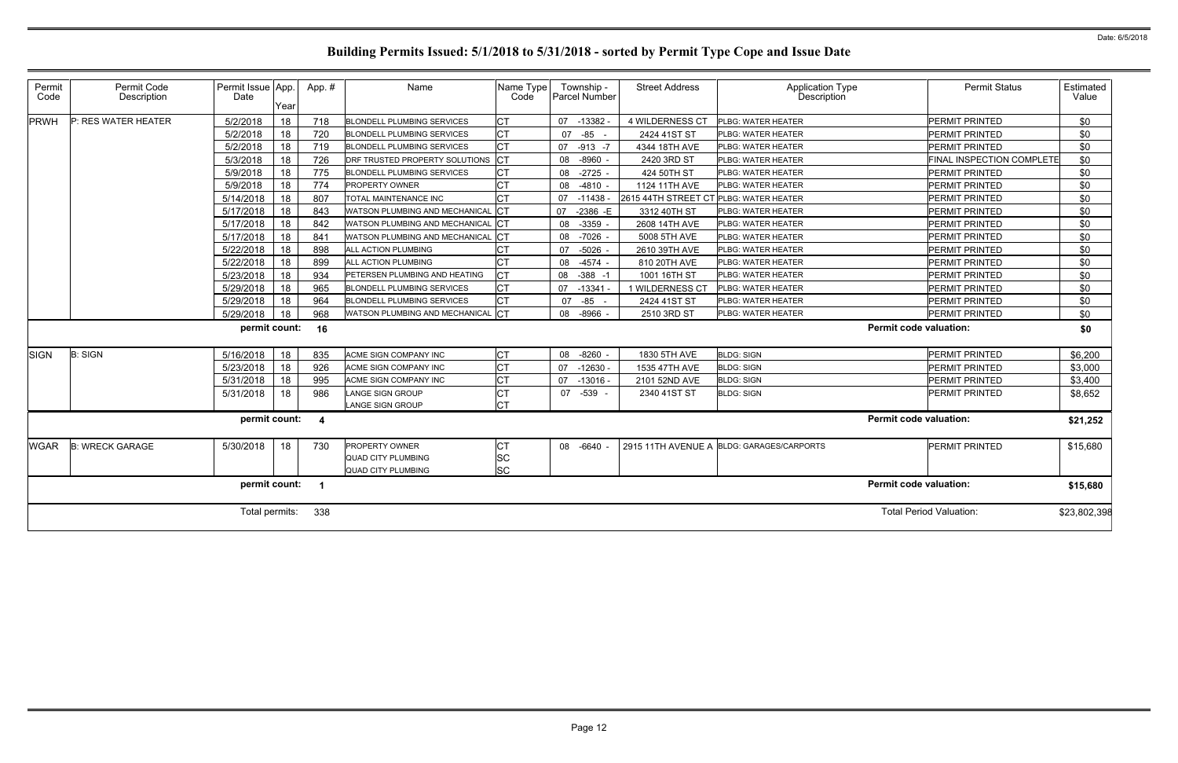Date: 6/5/2018

# Building Permits Issued: 5/1/2018 to 5/31/2018 - sorted by Permit Type Cope and Issue Date

| Permit Code | Permit Code Description | Permit Issue Date | App. Year | App. # | Name | Name Type Code | Township - Parcel Number | Street Address | Application Type Description | Permit Status | Estimated Value |
|---|---|---|---|---|---|---|---|---|---|---|---|
| PRWH | P: RES WATER HEATER | 5/2/2018 | 18 | 718 | BLONDELL PLUMBING SERVICES | CT | 07 -13382 - | 4 WILDERNESS CT | PLBG: WATER HEATER | PERMIT PRINTED | $0 |
| | | 5/2/2018 | 18 | 720 | BLONDELL PLUMBING SERVICES | CT | 07 -85 - | 2424 41ST ST | PLBG: WATER HEATER | PERMIT PRINTED | $0 |
| | | 5/2/2018 | 18 | 719 | BLONDELL PLUMBING SERVICES | CT | 07 -913 -7 | 4344 18TH AVE | PLBG: WATER HEATER | PERMIT PRINTED | $0 |
| | | 5/3/2018 | 18 | 726 | DRF TRUSTED PROPERTY SOLUTIONS | CT | 08 -8960 - | 2420 3RD ST | PLBG: WATER HEATER | FINAL INSPECTION COMPLETE | $0 |
| | | 5/9/2018 | 18 | 775 | BLONDELL PLUMBING SERVICES | CT | 08 -2725 - | 424 50TH ST | PLBG: WATER HEATER | PERMIT PRINTED | $0 |
| | | 5/9/2018 | 18 | 774 | PROPERTY OWNER | CT | 08 -4810 - | 1124 11TH AVE | PLBG: WATER HEATER | PERMIT PRINTED | $0 |
| | | 5/14/2018 | 18 | 807 | TOTAL MAINTENANCE INC | CT | 07 -11438 - | 2615 44TH STREET CT | PLBG: WATER HEATER | PERMIT PRINTED | $0 |
| | | 5/17/2018 | 18 | 843 | WATSON PLUMBING AND MECHANICAL | CT | 07 -2386 -E | 3312 40TH ST | PLBG: WATER HEATER | PERMIT PRINTED | $0 |
| | | 5/17/2018 | 18 | 842 | WATSON PLUMBING AND MECHANICAL | CT | 08 -3359 - | 2608 14TH AVE | PLBG: WATER HEATER | PERMIT PRINTED | $0 |
| | | 5/17/2018 | 18 | 841 | WATSON PLUMBING AND MECHANICAL | CT | 08 -7026 - | 5008 5TH AVE | PLBG: WATER HEATER | PERMIT PRINTED | $0 |
| | | 5/22/2018 | 18 | 898 | ALL ACTION PLUMBING | CT | 07 -5026 - | 2610 39TH AVE | PLBG: WATER HEATER | PERMIT PRINTED | $0 |
| | | 5/22/2018 | 18 | 899 | ALL ACTION PLUMBING | CT | 08 -4574 - | 810 20TH AVE | PLBG: WATER HEATER | PERMIT PRINTED | $0 |
| | | 5/23/2018 | 18 | 934 | PETERSEN PLUMBING AND HEATING | CT | 08 -388 -1 | 1001 16TH ST | PLBG: WATER HEATER | PERMIT PRINTED | $0 |
| | | 5/29/2018 | 18 | 965 | BLONDELL PLUMBING SERVICES | CT | 07 -13341 - | 1 WILDERNESS CT | PLBG: WATER HEATER | PERMIT PRINTED | $0 |
| | | 5/29/2018 | 18 | 964 | BLONDELL PLUMBING SERVICES | CT | 07 -85 - | 2424 41ST ST | PLBG: WATER HEATER | PERMIT PRINTED | $0 |
| | | 5/29/2018 | 18 | 968 | WATSON PLUMBING AND MECHANICAL | CT | 08 -8966 - | 2510 3RD ST | PLBG: WATER HEATER | PERMIT PRINTED | $0 |
| | | permit count: | | 16 | | | | | | Permit code valuation: | $0 |
| SIGN | B: SIGN | 5/16/2018 | 18 | 835 | ACME SIGN COMPANY INC | CT | 08 -8260 - | 1830 5TH AVE | BLDG: SIGN | PERMIT PRINTED | $6,200 |
| | | 5/23/2018 | 18 | 926 | ACME SIGN COMPANY INC | CT | 07 -12630 - | 1535 47TH AVE | BLDG: SIGN | PERMIT PRINTED | $3,000 |
| | | 5/31/2018 | 18 | 995 | ACME SIGN COMPANY INC | CT | 07 -13016 - | 2101 52ND AVE | BLDG: SIGN | PERMIT PRINTED | $3,400 |
| | | 5/31/2018 | 18 | 986 | LANGE SIGN GROUP<br>LANGE SIGN GROUP | CT<br>CT | 07 -539 - | 2340 41ST ST | BLDG: SIGN | PERMIT PRINTED | $8,652 |
| | | permit count: | | 4 | | | | | | Permit code valuation: | $21,252 |
| WGAR | B: WRECK GARAGE | 5/30/2018 | 18 | 730 | PROPERTY OWNER<br>QUAD CITY PLUMBING<br>QUAD CITY PLUMBING | CT<br>SC<br>SC | 08 -6640 - | 2915 11TH AVENUE A | BLDG: GARAGES/CARPORTS | PERMIT PRINTED | $15,680 |
| | | permit count: | | 1 | | | | | | Permit code valuation: | $15,680 |
| | | Total permits: | | 338 | | | | | | Total Period Valuation: | $23,802,398 |